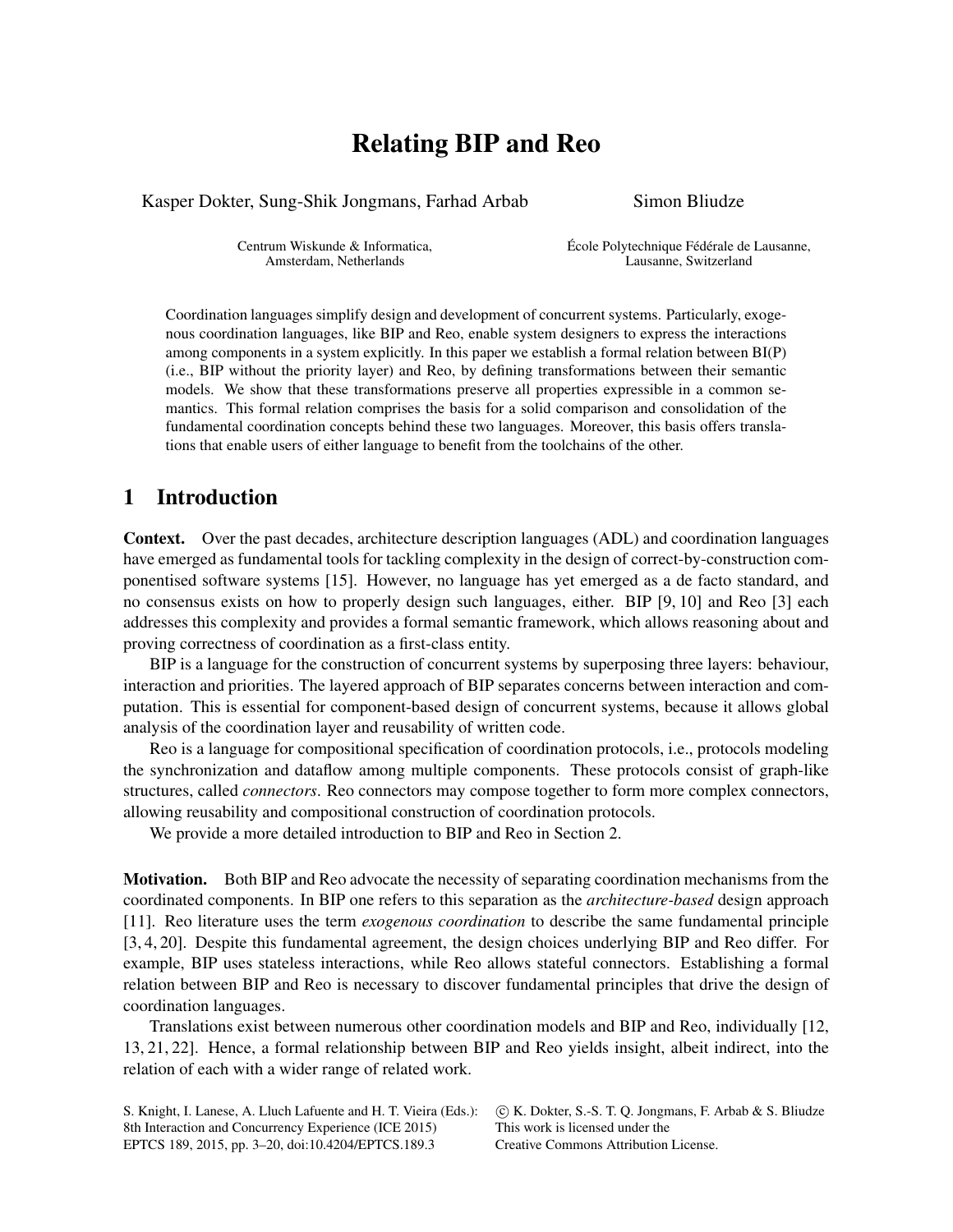# Relating BIP and Reo

Kasper Dokter, Sung-Shik Jongmans, Farhad Arbab

Centrum Wiskunde & Informatica, Amsterdam, Netherlands

Simon Bliudze

École Polytechnique Fédérale de Lausanne, Lausanne, Switzerland

Coordination languages simplify design and development of concurrent systems. Particularly, exogenous coordination languages, like BIP and Reo, enable system designers to express the interactions among components in a system explicitly. In this paper we establish a formal relation between BI(P) (i.e., BIP without the priority layer) and Reo, by defining transformations between their semantic models. We show that these transformations preserve all properties expressible in a common semantics. This formal relation comprises the basis for a solid comparison and consolidation of the fundamental coordination concepts behind these two languages. Moreover, this basis offers translations that enable users of either language to benefit from the toolchains of the other.

## 1 Introduction

**Context.** Over the past decades, architecture description languages (ADL) and coordination languages have emerged as fundamental tools for tackling complexity in the design of correct-by-construction componentised software systems [15]. However, no language has yet emerged as a de facto standard, and no consensus exists on how to properly design such languages, either. BIP [9, 10] and Reo [3] each addresses this complexity and provides a formal semantic framework, which allows reasoning about and proving correctness of coordination as a first-class entity.

BIP is a language for the construction of concurrent systems by superposing three layers: behaviour, interaction and priorities. The layered approach of BIP separates concerns between interaction and computation. This is essential for component-based design of concurrent systems, because it allows global analysis of the coordination layer and reusability of written code.

Reo is a language for compositional specification of coordination protocols, i.e., protocols modeling the synchronization and dataflow among multiple components. These protocols consist of graph-like structures, called *connectors*. Reo connectors may compose together to form more complex connectors, allowing reusability and compositional construction of coordination protocols.

We provide a more detailed introduction to BIP and Reo in Section 2.

**Motivation.** Both BIP and Reo advocate the necessity of separating coordination mechanisms from the coordinated components. In BIP one refers to this separation as the *architecture-based* design approach [11]. Reo literature uses the term *exogenous coordination* to describe the same fundamental principle [3, 4, 20]. Despite this fundamental agreement, the design choices underlying BIP and Reo differ. For example, BIP uses stateless interactions, while Reo allows stateful connectors. Establishing a formal relation between BIP and Reo is necessary to discover fundamental principles that drive the design of coordination languages.

Translations exist between numerous other coordination models and BIP and Reo, individually [12, 13, 21, 22]. Hence, a formal relationship between BIP and Reo yields insight, albeit indirect, into the relation of each with a wider range of related work.

S. Knight, I. Lanese, A. Lluch Lafuente and H. T. Vieira (Eds.): 8th Interaction and Concurrency Experience (ICE 2015) EPTCS 189, 2015, pp. 3–20, doi:10.4204/EPTCS.189.3

© K. Dokter, S.-S. T. Q. Jongmans, F. Arbab & S. Bliudze This work is licensed under the Creative Commons Attribution License.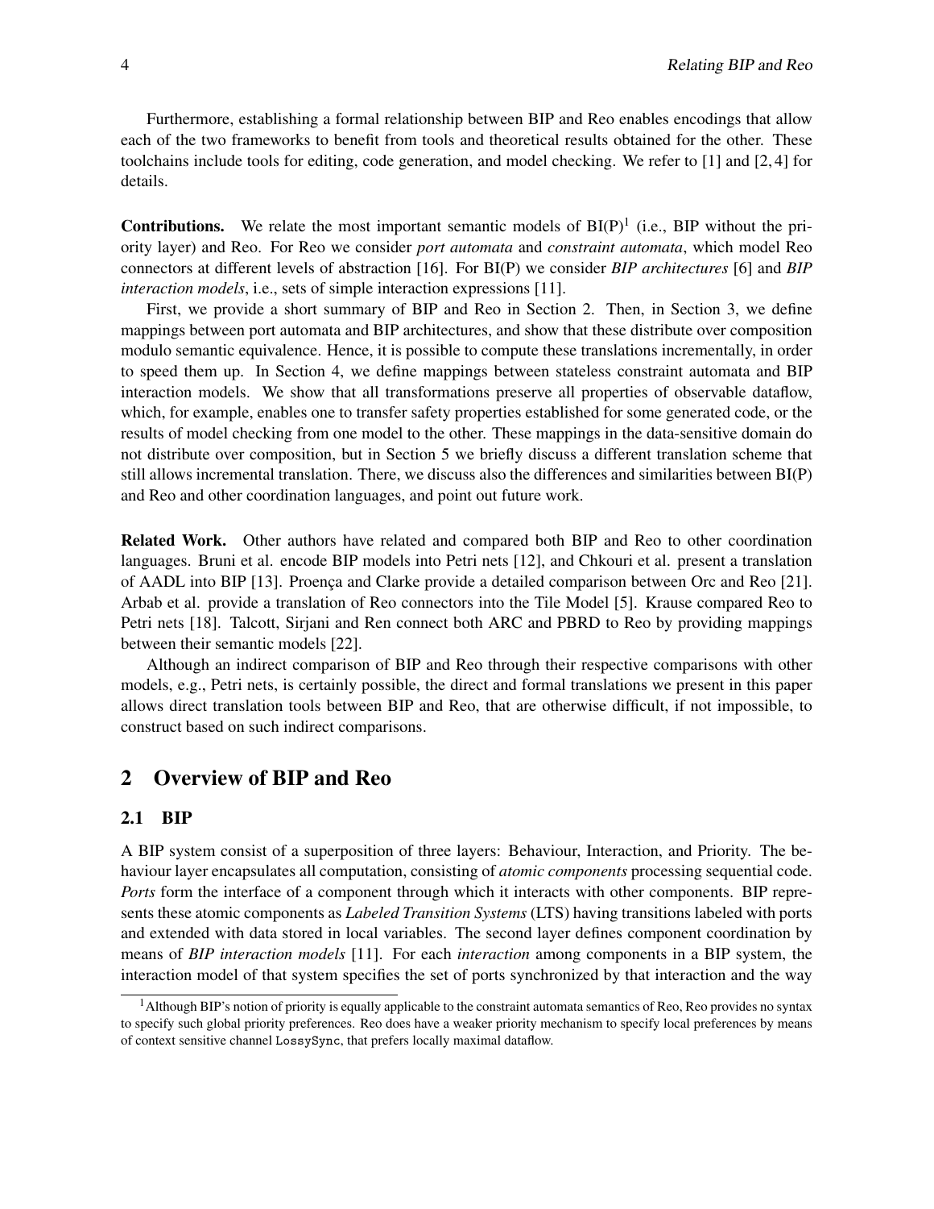Furthermore, establishing a formal relationship between BIP and Reo enables encodings that allow each of the two frameworks to benefit from tools and theoretical results obtained for the other. These toolchains include tools for editing, code generation, and model checking. We refer to [1] and [2, 4] for details.

**Contributions.** We relate the most important semantic models of BI(P)[1] (i.e., BIP without the priority layer) and Reo. For Reo we consider *port automata* and *constraint automata*, which model Reo connectors at different levels of abstraction [16]. For BI(P) we consider *BIP architectures* [6] and *BIP interaction models*, i.e., sets of simple interaction expressions [11].

First, we provide a short summary of BIP and Reo in Section 2. Then, in Section 3, we define mappings between port automata and BIP architectures, and show that these distribute over composition modulo semantic equivalence. Hence, it is possible to compute these translations incrementally, in order to speed them up. In Section 4, we define mappings between stateless constraint automata and BIP interaction models. We show that all transformations preserve all properties of observable dataflow, which, for example, enables one to transfer safety properties established for some generated code, or the results of model checking from one model to the other. These mappings in the data-sensitive domain do not distribute over composition, but in Section 5 we briefly discuss a different translation scheme that still allows incremental translation. There, we discuss also the differences and similarities between BI(P) and Reo and other coordination languages, and point out future work.

**Related Work.** Other authors have related and compared both BIP and Reo to other coordination languages. Bruni et al. encode BIP models into Petri nets [12], and Chkouri et al. present a translation of AADL into BIP [13]. Proença and Clarke provide a detailed comparison between Orc and Reo [21]. Arbab et al. provide a translation of Reo connectors into the Tile Model [5]. Krause compared Reo to Petri nets [18]. Talcott, Sirjani and Ren connect both ARC and PBRD to Reo by providing mappings between their semantic models [22].

Although an indirect comparison of BIP and Reo through their respective comparisons with other models, e.g., Petri nets, is certainly possible, the direct and formal translations we present in this paper allows direct translation tools between BIP and Reo, that are otherwise difficult, if not impossible, to construct based on such indirect comparisons.

## 2 Overview of BIP and Reo

### 2.1 BIP

A BIP system consist of a superposition of three layers: Behaviour, Interaction, and Priority. The behaviour layer encapsulates all computation, consisting of *atomic components* processing sequential code. *Ports* form the interface of a component through which it interacts with other components. BIP represents these atomic components as *Labeled Transition Systems* (LTS) having transitions labeled with ports and extended with data stored in local variables. The second layer defines component coordination by means of *BIP interaction models* [11]. For each *interaction* among components in a BIP system, the interaction model of that system specifies the set of ports synchronized by that interaction and the way

[1] Although BIP's notion of priority is equally applicable to the constraint automata semantics of Reo, Reo provides no syntax to specify such global priority preferences. Reo does have a weaker priority mechanism to specify local preferences by means of context sensitive channel `LossySync`, that prefers locally maximal dataflow.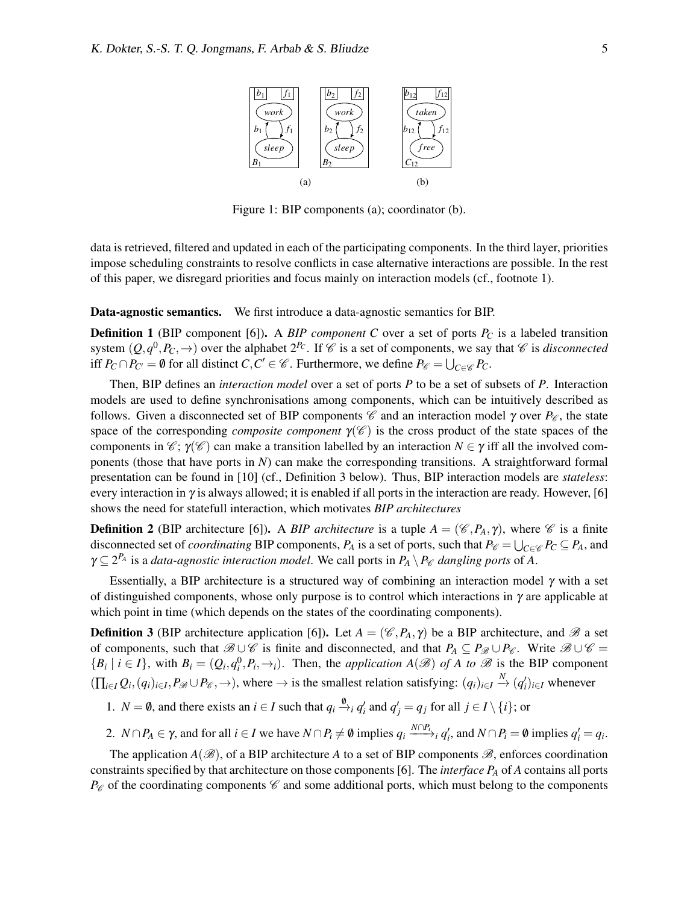Figure 1: BIP components (a); coordinator (b).

data is retrieved, filtered and updated in each of the participating components. In the third layer, priorities impose scheduling constraints to resolve conflicts in case alternative interactions are possible. In the rest of this paper, we disregard priorities and focus mainly on interaction models (cf., footnote 1).

**Data-agnostic semantics.** We first introduce a data-agnostic semantics for BIP.

**Definition 1** (BIP component [6]). A *BIP component* $C$ over a set of ports $P_C$ is a labeled transition system $(Q, q^0, P_C, \rightarrow)$ over the alphabet $2^{P_C}$. If $\mathscr{C}$ is a set of components, we say that $\mathscr{C}$ is *disconnected* iff $P_C \cap P_{C'} = \emptyset$ for all distinct $C, C' \in \mathscr{C}$. Furthermore, we define $P_{\mathscr{C}} = \bigcup_{C \in \mathscr{C}} P_C$.

Then, BIP defines an *interaction model* over a set of ports $P$ to be a set of subsets of $P$. Interaction models are used to define synchronisations among components, which can be intuitively described as follows. Given a disconnected set of BIP components $\mathscr{C}$ and an interaction model $\gamma$ over $P_{\mathscr{C}}$, the state space of the corresponding *composite component* $\gamma(\mathscr{C})$ is the cross product of the state spaces of the components in $\mathscr{C}$; $\gamma(\mathscr{C})$ can make a transition labelled by an interaction $N \in \gamma$ iff all the involved components (those that have ports in $N$) can make the corresponding transitions. A straightforward formal presentation can be found in [10] (cf., Definition 3 below). Thus, BIP interaction models are *stateless*: every interaction in $\gamma$ is always allowed; it is enabled if all ports in the interaction are ready. However, [6] shows the need for statefull interaction, which motivates *BIP architectures*

**Definition 2** (BIP architecture [6]). A *BIP architecture* is a tuple $A = (\mathscr{C}, P_A, \gamma)$, where $\mathscr{C}$ is a finite disconnected set of *coordinating* BIP components, $P_A$ is a set of ports, such that $P_{\mathscr{C}} = \bigcup_{C \in \mathscr{C}} P_C \subseteq P_A$, and $\gamma \subseteq 2^{P_A}$ is a *data-agnostic interaction model*. We call ports in $P_A \setminus P_{\mathscr{C}}$ *dangling ports* of $A$.

Essentially, a BIP architecture is a structured way of combining an interaction model $\gamma$ with a set of distinguished components, whose only purpose is to control which interactions in $\gamma$ are applicable at which point in time (which depends on the states of the coordinating components).

**Definition 3** (BIP architecture application [6]). Let $A = (\mathscr{C}, P_A, \gamma)$ be a BIP architecture, and $\mathscr{B}$ a set of components, such that $\mathscr{B} \cup \mathscr{C}$ is finite and disconnected, and that $P_A \subseteq P_{\mathscr{B}} \cup P_{\mathscr{C}}$. Write $\mathscr{B} \cup \mathscr{C} = \{B_i \mid i \in I\}$, with $B_i = (Q_i, q_i^0, P_i, \rightarrow_i)$. Then, the *application* $A(\mathscr{B})$ *of* $A$ *to* $\mathscr{B}$ is the BIP component $(\prod_{i \in I} Q_i, (q_i)_{i \in I}, P_{\mathscr{B}} \cup P_{\mathscr{C}}, \rightarrow)$, where $\rightarrow$ is the smallest relation satisfying: $(q_i)_{i \in I} \xrightarrow{N} (q_i')_{i \in I}$ whenever

1. $N = \emptyset$, and there exists an $i \in I$ such that $q_i \xrightarrow{\emptyset}_i q_i'$ and $q_j' = q_j$ for all $j \in I \setminus \{i\}$; or
2. $N \cap P_A \in \gamma$, and for all $i \in I$ we have $N \cap P_i \neq \emptyset$ implies $q_i \xrightarrow{N \cap P_i}_i q_i'$, and $N \cap P_i = \emptyset$ implies $q_i' = q_i$.

The application $A(\mathscr{B})$, of a BIP architecture $A$ to a set of BIP components $\mathscr{B}$, enforces coordination constraints specified by that architecture on those components [6]. The *interface* $P_A$ of $A$ contains all ports $P_{\mathscr{C}}$ of the coordinating components $\mathscr{C}$ and some additional ports, which must belong to the components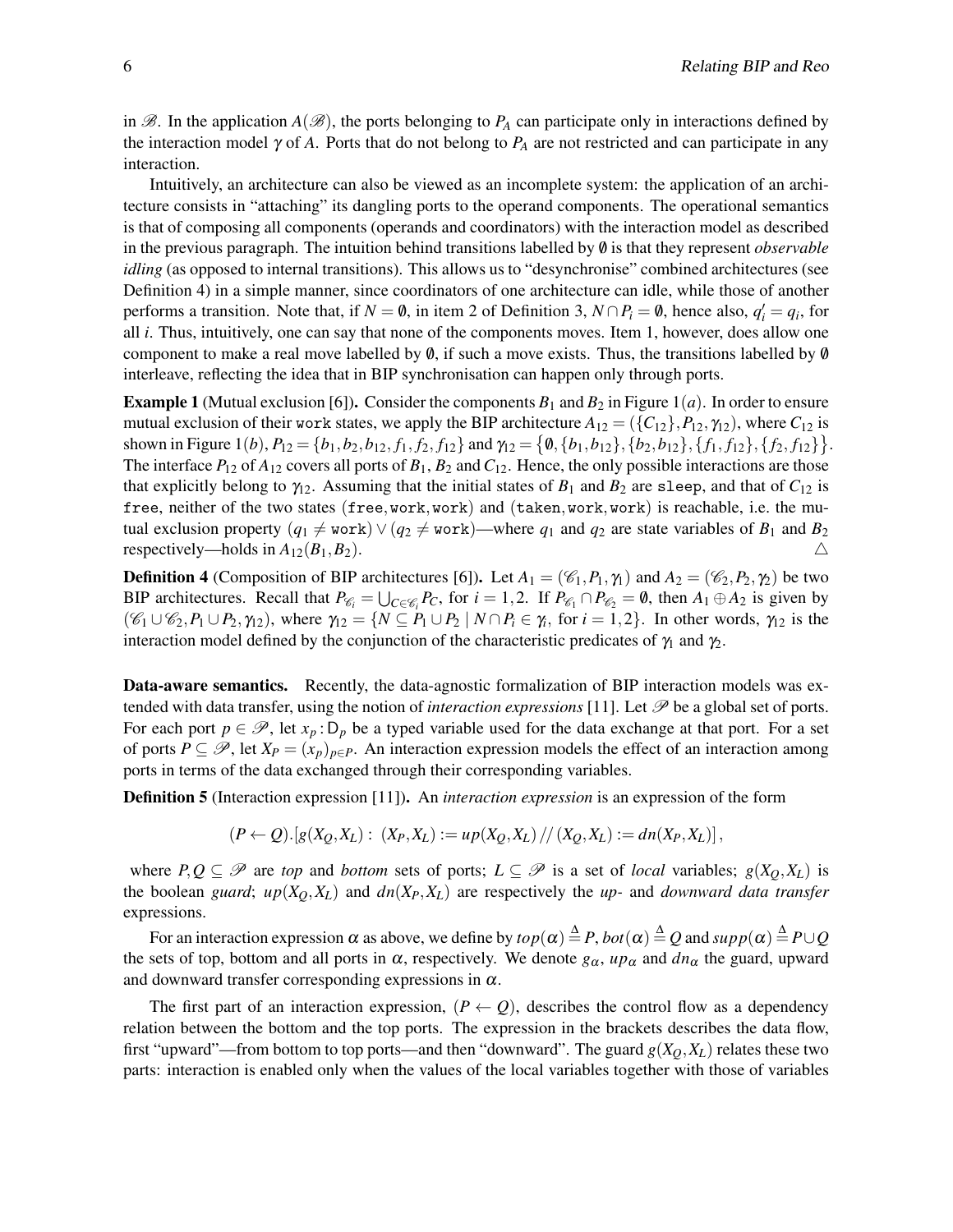in $\mathscr{B}$. In the application $A(\mathscr{B})$, the ports belonging to $P_A$ can participate only in interactions defined by the interaction model $\gamma$ of $A$. Ports that do not belong to $P_A$ are not restricted and can participate in any interaction.

Intuitively, an architecture can also be viewed as an incomplete system: the application of an architecture consists in "attaching" its dangling ports to the operand components. The operational semantics is that of composing all components (operands and coordinators) with the interaction model as described in the previous paragraph. The intuition behind transitions labelled by $\emptyset$ is that they represent *observable idling* (as opposed to internal transitions). This allows us to "desynchronise" combined architectures (see Definition 4) in a simple manner, since coordinators of one architecture can idle, while those of another performs a transition. Note that, if $N = \emptyset$, in item 2 of Definition 3, $N \cap P_i = \emptyset$, hence also, $q_i' = q_i$, for all $i$. Thus, intuitively, one can say that none of the components moves. Item 1, however, does allow one component to make a real move labelled by $\emptyset$, if such a move exists. Thus, the transitions labelled by $\emptyset$ interleave, reflecting the idea that in BIP synchronisation can happen only through ports.

**Example 1** (Mutual exclusion [6]). Consider the components $B_1$ and $B_2$ in Figure 1$(a)$. In order to ensure mutual exclusion of their `work` states, we apply the BIP architecture $A_{12} = (\{C_{12}\}, P_{12}, \gamma_{12})$, where $C_{12}$ is shown in Figure 1$(b)$, $P_{12} = \{b_1, b_2, b_{12}, f_1, f_2, f_{12}\}$ and $\gamma_{12} = \big\{\emptyset, \{b_1, b_{12}\}, \{b_2, b_{12}\}, \{f_1, f_{12}\}, \{f_2, f_{12}\}\big\}$. The interface $P_{12}$ of $A_{12}$ covers all ports of $B_1$, $B_2$ and $C_{12}$. Hence, the only possible interactions are those that explicitly belong to $\gamma_{12}$. Assuming that the initial states of $B_1$ and $B_2$ are `sleep`, and that of $C_{12}$ is `free`, neither of the two states (`free`, `work`, `work`) and (`taken`, `work`, `work`) is reachable, i.e. the mutual exclusion property $(q_1 \neq \texttt{work}) \vee (q_2 \neq \texttt{work})$—where $q_1$ and $q_2$ are state variables of $B_1$ and $B_2$ respectively—holds in $A_{12}(B_1, B_2)$. △

**Definition 4** (Composition of BIP architectures [6]). Let $A_1 = (\mathscr{C}_1, P_1, \gamma_1)$ and $A_2 = (\mathscr{C}_2, P_2, \gamma_2)$ be two BIP architectures. Recall that $P_{\mathscr{C}_i} = \bigcup_{C \in \mathscr{C}_i} P_C$, for $i = 1, 2$. If $P_{\mathscr{C}_1} \cap P_{\mathscr{C}_2} = \emptyset$, then $A_1 \oplus A_2$ is given by $(\mathscr{C}_1 \cup \mathscr{C}_2, P_1 \cup P_2, \gamma_{12})$, where $\gamma_{12} = \{N \subseteq P_1 \cup P_2 \mid N \cap P_i \in \gamma_i$, for $i = 1, 2\}$. In other words, $\gamma_{12}$ is the interaction model defined by the conjunction of the characteristic predicates of $\gamma_1$ and $\gamma_2$.

**Data-aware semantics.** Recently, the data-agnostic formalization of BIP interaction models was extended with data transfer, using the notion of *interaction expressions* [11]. Let $\mathscr{P}$ be a global set of ports. For each port $p \in \mathscr{P}$, let $x_p : \mathsf{D}_p$ be a typed variable used for the data exchange at that port. For a set of ports $P \subseteq \mathscr{P}$, let $X_P = (x_p)_{p \in P}$. An interaction expression models the effect of an interaction among ports in terms of the data exchanged through their corresponding variables.

**Definition 5** (Interaction expression [11]). An *interaction expression* is an expression of the form

$$(P \leftarrow Q).[g(X_Q, X_L) : \ (X_P, X_L) := up(X_Q, X_L) \,//\, (X_Q, X_L) := dn(X_P, X_L)]\,,$$

where $P, Q \subseteq \mathscr{P}$ are *top* and *bottom* sets of ports; $L \subseteq \mathscr{P}$ is a set of *local* variables; $g(X_Q, X_L)$ is the boolean *guard*; $up(X_Q, X_L)$ and $dn(X_P, X_L)$ are respectively the *up*- and *downward data transfer* expressions.

For an interaction expression $\alpha$ as above, we define by $top(\alpha) \stackrel{\Delta}{=} P$, $bot(\alpha) \stackrel{\Delta}{=} Q$ and $supp(\alpha) \stackrel{\Delta}{=} P \cup Q$ the sets of top, bottom and all ports in $\alpha$, respectively. We denote $g_\alpha$, $up_\alpha$ and $dn_\alpha$ the guard, upward and downward transfer corresponding expressions in $\alpha$.

The first part of an interaction expression, $(P \leftarrow Q)$, describes the control flow as a dependency relation between the bottom and the top ports. The expression in the brackets describes the data flow, first "upward"—from bottom to top ports—and then "downward". The guard $g(X_Q, X_L)$ relates these two parts: interaction is enabled only when the values of the local variables together with those of variables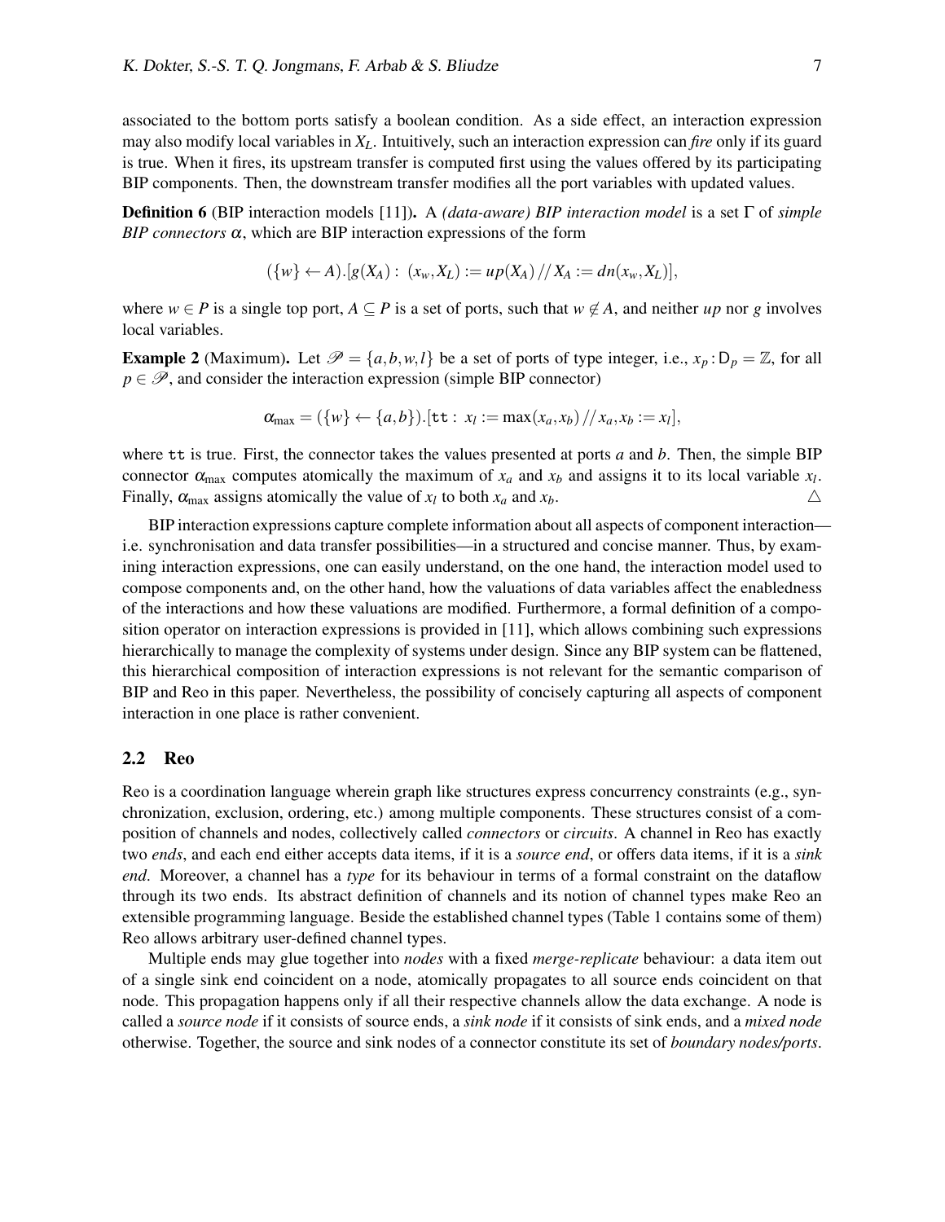associated to the bottom ports satisfy a boolean condition. As a side effect, an interaction expression may also modify local variables in $X_L$. Intuitively, such an interaction expression can *fire* only if its guard is true. When it fires, its upstream transfer is computed first using the values offered by its participating BIP components. Then, the downstream transfer modifies all the port variables with updated values.

**Definition 6** (BIP interaction models [11])**.** A *(data-aware) BIP interaction model* is a set $\Gamma$ of *simple BIP connectors* $\alpha$, which are BIP interaction expressions of the form

$$(\{w\} \leftarrow A).[g(X_A) :\ (x_w, X_L) := up(X_A) \,//\, X_A := dn(x_w, X_L)],$$

where $w \in P$ is a single top port, $A \subseteq P$ is a set of ports, such that $w \notin A$, and neither $up$ nor $g$ involves local variables.

**Example 2** (Maximum)**.** Let $\mathscr{P} = \{a, b, w, l\}$ be a set of ports of type integer, i.e., $x_p : \mathsf{D}_p = \mathbb{Z}$, for all $p \in \mathscr{P}$, and consider the interaction expression (simple BIP connector)

$$\alpha_{\max} = (\{w\} \leftarrow \{a, b\}).[\mathtt{tt} :\ x_l := \max(x_a, x_b) \,//\, x_a, x_b := x_l],$$

where $\mathtt{tt}$ is true. First, the connector takes the values presented at ports $a$ and $b$. Then, the simple BIP connector $\alpha_{\max}$ computes atomically the maximum of $x_a$ and $x_b$ and assigns it to its local variable $x_l$. Finally, $\alpha_{\max}$ assigns atomically the value of $x_l$ to both $x_a$ and $x_b$. △

BIP interaction expressions capture complete information about all aspects of component interaction—i.e. synchronisation and data transfer possibilities—in a structured and concise manner. Thus, by examining interaction expressions, one can easily understand, on the one hand, the interaction model used to compose components and, on the other hand, how the valuations of data variables affect the enabledness of the interactions and how these valuations are modified. Furthermore, a formal definition of a composition operator on interaction expressions is provided in [11], which allows combining such expressions hierarchically to manage the complexity of systems under design. Since any BIP system can be flattened, this hierarchical composition of interaction expressions is not relevant for the semantic comparison of BIP and Reo in this paper. Nevertheless, the possibility of concisely capturing all aspects of component interaction in one place is rather convenient.

## 2.2 Reo

Reo is a coordination language wherein graph like structures express concurrency constraints (e.g., synchronization, exclusion, ordering, etc.) among multiple components. These structures consist of a composition of channels and nodes, collectively called *connectors* or *circuits*. A channel in Reo has exactly two *ends*, and each end either accepts data items, if it is a *source end*, or offers data items, if it is a *sink end*. Moreover, a channel has a *type* for its behaviour in terms of a formal constraint on the dataflow through its two ends. Its abstract definition of channels and its notion of channel types make Reo an extensible programming language. Beside the established channel types (Table 1 contains some of them) Reo allows arbitrary user-defined channel types.

Multiple ends may glue together into *nodes* with a fixed *merge-replicate* behaviour: a data item out of a single sink end coincident on a node, atomically propagates to all source ends coincident on that node. This propagation happens only if all their respective channels allow the data exchange. A node is called a *source node* if it consists of source ends, a *sink node* if it consists of sink ends, and a *mixed node* otherwise. Together, the source and sink nodes of a connector constitute its set of *boundary nodes/ports*.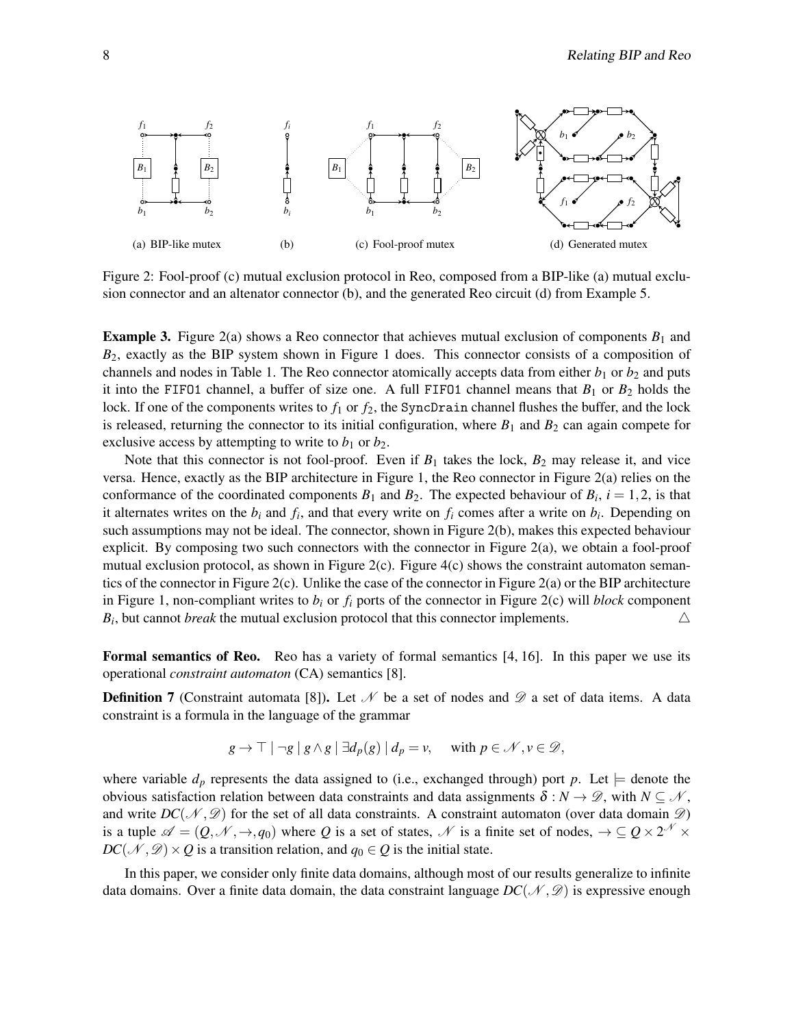(a) BIP-like mutex (b) (c) Fool-proof mutex (d) Generated mutex

Figure 2: Fool-proof (c) mutual exclusion protocol in Reo, composed from a BIP-like (a) mutual exclusion connector and an altenator connector (b), and the generated Reo circuit (d) from Example 5.

**Example 3.** Figure 2(a) shows a Reo connector that achieves mutual exclusion of components $B_1$ and $B_2$, exactly as the BIP system shown in Figure 1 does. This connector consists of a composition of channels and nodes in Table 1. The Reo connector atomically accepts data from either $b_1$ or $b_2$ and puts it into the `FIFO1` channel, a buffer of size one. A full `FIFO1` channel means that $B_1$ or $B_2$ holds the lock. If one of the components writes to $f_1$ or $f_2$, the `SyncDrain` channel flushes the buffer, and the lock is released, returning the connector to its initial configuration, where $B_1$ and $B_2$ can again compete for exclusive access by attempting to write to $b_1$ or $b_2$.

Note that this connector is not fool-proof. Even if $B_1$ takes the lock, $B_2$ may release it, and vice versa. Hence, exactly as the BIP architecture in Figure 1, the Reo connector in Figure 2(a) relies on the conformance of the coordinated components $B_1$ and $B_2$. The expected behaviour of $B_i$, $i = 1,2$, is that it alternates writes on the $b_i$ and $f_i$, and that every write on $f_i$ comes after a write on $b_i$. Depending on such assumptions may not be ideal. The connector, shown in Figure 2(b), makes this expected behaviour explicit. By composing two such connectors with the connector in Figure 2(a), we obtain a fool-proof mutual exclusion protocol, as shown in Figure 2(c). Figure 4(c) shows the constraint automaton semantics of the connector in Figure 2(c). Unlike the case of the connector in Figure 2(a) or the BIP architecture in Figure 1, non-compliant writes to $b_i$ or $f_i$ ports of the connector in Figure 2(c) will *block* component $B_i$, but cannot *break* the mutual exclusion protocol that this connector implements. △

**Formal semantics of Reo.** Reo has a variety of formal semantics [4, 16]. In this paper we use its operational *constraint automaton* (CA) semantics [8].

**Definition 7** (Constraint automata [8])**.** Let $\mathscr{N}$ be a set of nodes and $\mathscr{D}$ a set of data items. A data constraint is a formula in the language of the grammar

$$g \rightarrow \top \mid \neg g \mid g \wedge g \mid \exists d_p(g) \mid d_p = v, \quad \text{with } p \in \mathscr{N}, v \in \mathscr{D},$$

where variable $d_p$ represents the data assigned to (i.e., exchanged through) port $p$. Let $\models$ denote the obvious satisfaction relation between data constraints and data assignments $\delta : N \rightarrow \mathscr{D}$, with $N \subseteq \mathscr{N}$, and write $DC(\mathscr{N}, \mathscr{D})$ for the set of all data constraints. A constraint automaton (over data domain $\mathscr{D}$) is a tuple $\mathscr{A} = (Q, \mathscr{N}, \rightarrow, q_0)$ where $Q$ is a set of states, $\mathscr{N}$ is a finite set of nodes, $\rightarrow \subseteq Q \times 2^{\mathscr{N}} \times DC(\mathscr{N}, \mathscr{D}) \times Q$ is a transition relation, and $q_0 \in Q$ is the initial state.

In this paper, we consider only finite data domains, although most of our results generalize to infinite data domains. Over a finite data domain, the data constraint language $DC(\mathscr{N}, \mathscr{D})$ is expressive enough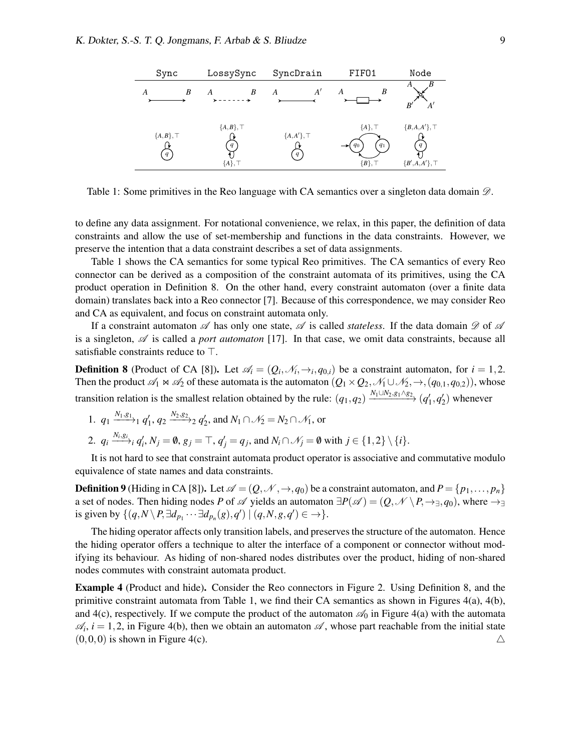| Sync | LossySync | SyncDrain | FIFO1 | Node |
|---|---|---|---|---|
| $A \rightarrow B$ | $A \dashrightarrow B$ | $A \rightarrow\leftarrow A'$ | $A \rightarrow\square\rightarrow B$ | $A, B, B', A'$ |
| $\{A,B\},\top$ (loop on $q$) | $\{A,B\},\top$ and $\{A\},\top$ (loops on $q$) | $\{A,A'\},\top$ (loop on $q$) | $q_0 \xrightarrow{\{A\},\top} q_1$, $q_1 \xrightarrow{\{B\},\top} q_0$ | $\{B,A,A'\},\top$ and $\{B',A,A'\},\top$ (loops on $q$) |

Table 1: Some primitives in the Reo language with CA semantics over a singleton data domain $\mathscr{D}$.

to define any data assignment. For notational convenience, we relax, in this paper, the definition of data constraints and allow the use of set-membership and functions in the data constraints. However, we preserve the intention that a data constraint describes a set of data assignments.

Table 1 shows the CA semantics for some typical Reo primitives. The CA semantics of every Reo connector can be derived as a composition of the constraint automata of its primitives, using the CA product operation in Definition 8. On the other hand, every constraint automaton (over a finite data domain) translates back into a Reo connector [7]. Because of this correspondence, we may consider Reo and CA as equivalent, and focus on constraint automata only.

If a constraint automaton $\mathscr{A}$ has only one state, $\mathscr{A}$ is called *stateless*. If the data domain $\mathscr{D}$ of $\mathscr{A}$ is a singleton, $\mathscr{A}$ is called a *port automaton* [17]. In that case, we omit data constraints, because all satisfiable constraints reduce to $\top$.

**Definition 8** (Product of CA [8]). Let $\mathscr{A}_i = (Q_i, \mathscr{N}_i, \rightarrow_i, q_{0,i})$ be a constraint automaton, for $i = 1,2$. Then the product $\mathscr{A}_1 \bowtie \mathscr{A}_2$ of these automata is the automaton $(Q_1 \times Q_2, \mathscr{N}_1 \cup \mathscr{N}_2, \rightarrow, (q_{0,1}, q_{0,2}))$, whose transition relation is the smallest relation obtained by the rule: $(q_1, q_2) \xrightarrow{N_1 \cup N_2, g_1 \wedge g_2} (q_1', q_2')$ whenever

1. $q_1 \xrightarrow{N_1, g_1}_1 q_1'$, $q_2 \xrightarrow{N_2, g_2}_2 q_2'$, and $N_1 \cap \mathscr{N}_2 = N_2 \cap \mathscr{N}_1$, or
2. $q_i \xrightarrow{N_i, g_i}_i q_i'$, $N_j = \emptyset$, $g_j = \top$, $q_j' = q_j$, and $N_i \cap \mathscr{N}_j = \emptyset$ with $j \in \{1,2\} \setminus \{i\}$.

It is not hard to see that constraint automata product operator is associative and commutative modulo equivalence of state names and data constraints.

**Definition 9** (Hiding in CA [8]). Let $\mathscr{A} = (Q, \mathscr{N}, \rightarrow, q_0)$ be a constraint automaton, and $P = \{p_1, \ldots, p_n\}$ a set of nodes. Then hiding nodes $P$ of $\mathscr{A}$ yields an automaton $\exists P(\mathscr{A}) = (Q, \mathscr{N} \setminus P, \rightarrow_\exists, q_0)$, where $\rightarrow_\exists$ is given by $\{(q, N \setminus P, \exists d_{p_1} \cdots \exists d_{p_n}(g), q') \mid (q, N, g, q') \in \rightarrow\}$.

The hiding operator affects only transition labels, and preserves the structure of the automaton. Hence the hiding operator offers a technique to alter the interface of a component or connector without modifying its behaviour. As hiding of non-shared nodes distributes over the product, hiding of non-shared nodes commutes with constraint automata product.

**Example 4** (Product and hide). Consider the Reo connectors in Figure 2. Using Definition 8, and the primitive constraint automata from Table 1, we find their CA semantics as shown in Figures 4(a), 4(b), and 4(c), respectively. If we compute the product of the automaton $\mathscr{A}_0$ in Figure 4(a) with the automata $\mathscr{A}_i$, $i = 1,2$, in Figure 4(b), then we obtain an automaton $\mathscr{A}$, whose part reachable from the initial state $(0,0,0)$ is shown in Figure 4(c). △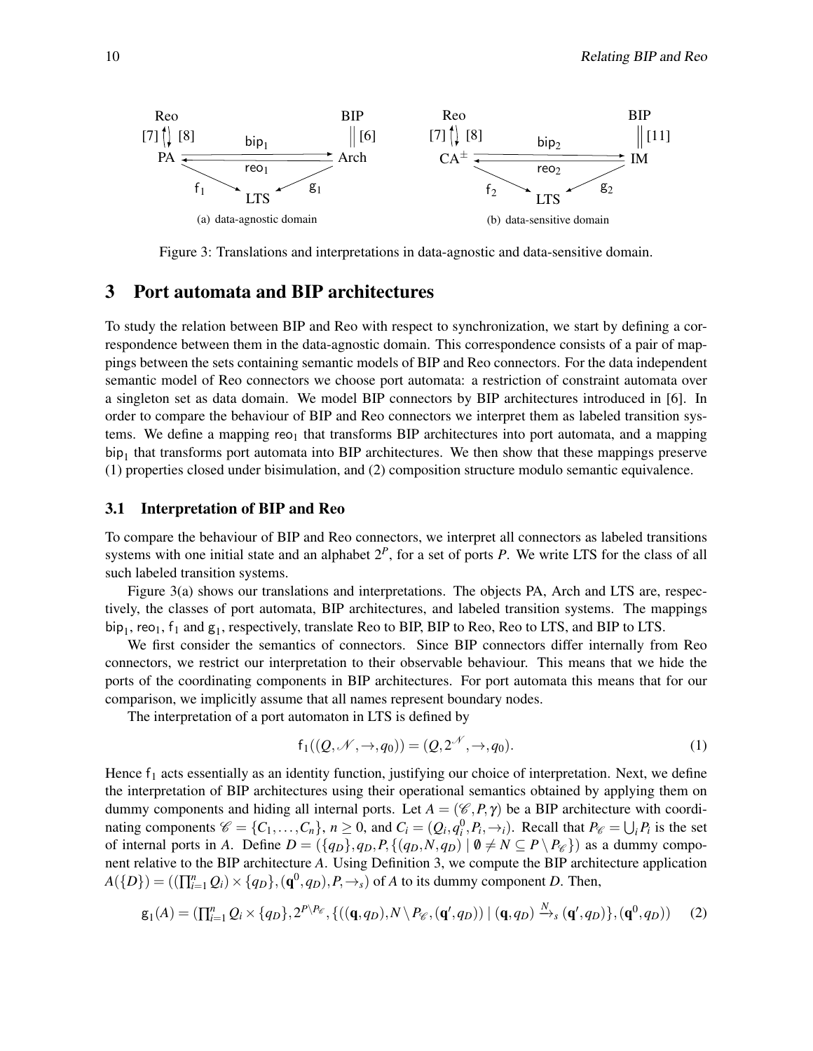Figure 3: Translations and interpretations in data-agnostic and data-sensitive domain.

## 3 Port automata and BIP architectures

To study the relation between BIP and Reo with respect to synchronization, we start by defining a correspondence between them in the data-agnostic domain. This correspondence consists of a pair of mappings between the sets containing semantic models of BIP and Reo connectors. For the data independent semantic model of Reo connectors we choose port automata: a restriction of constraint automata over a singleton set as data domain. We model BIP connectors by BIP architectures introduced in [6]. In order to compare the behaviour of BIP and Reo connectors we interpret them as labeled transition systems. We define a mapping $\mathsf{reo}_1$ that transforms BIP architectures into port automata, and a mapping $\mathsf{bip}_1$ that transforms port automata into BIP architectures. We then show that these mappings preserve (1) properties closed under bisimulation, and (2) composition structure modulo semantic equivalence.

### 3.1 Interpretation of BIP and Reo

To compare the behaviour of BIP and Reo connectors, we interpret all connectors as labeled transitions systems with one initial state and an alphabet $2^P$, for a set of ports $P$. We write LTS for the class of all such labeled transition systems.

Figure 3(a) shows our translations and interpretations. The objects PA, Arch and LTS are, respectively, the classes of port automata, BIP architectures, and labeled transition systems. The mappings $\mathsf{bip}_1$, $\mathsf{reo}_1$, $\mathsf{f}_1$ and $\mathsf{g}_1$, respectively, translate Reo to BIP, BIP to Reo, Reo to LTS, and BIP to LTS.

We first consider the semantics of connectors. Since BIP connectors differ internally from Reo connectors, we restrict our interpretation to their observable behaviour. This means that we hide the ports of the coordinating components in BIP architectures. For port automata this means that for our comparison, we implicitly assume that all names represent boundary nodes.

The interpretation of a port automaton in LTS is defined by

$$\mathsf{f}_1((Q,\mathscr{N},\rightarrow,q_0)) = (Q,2^{\mathscr{N}},\rightarrow,q_0). \tag{1}$$

Hence $\mathsf{f}_1$ acts essentially as an identity function, justifying our choice of interpretation. Next, we define the interpretation of BIP architectures using their operational semantics obtained by applying them on dummy components and hiding all internal ports. Let $A = (\mathscr{C},P,\gamma)$ be a BIP architecture with coordinating components $\mathscr{C} = \{C_1,\dots,C_n\}$, $n \geq 0$, and $C_i = (Q_i,q_i^0,P_i,\rightarrow_i)$. Recall that $P_{\mathscr{C}} = \bigcup_i P_i$ is the set of internal ports in $A$. Define $D = (\{q_D\},q_D,P,\{(q_D,N,q_D) \mid \emptyset \neq N \subseteq P \setminus P_{\mathscr{C}}\})$ as a dummy component relative to the BIP architecture $A$. Using Definition 3, we compute the BIP architecture application $A(\{D\}) = ((\prod_{i=1}^n Q_i) \times \{q_D\},(\mathbf{q}^0,q_D),P,\rightarrow_s)$ of $A$ to its dummy component $D$. Then,

$$\mathsf{g}_1(A) = (\textstyle\prod_{i=1}^n Q_i \times \{q_D\}, 2^{P\setminus P_{\mathscr{C}}}, \{((\mathbf{q},q_D),N\setminus P_{\mathscr{C}},(\mathbf{q}',q_D)) \mid (\mathbf{q},q_D) \xrightarrow{N}_s (\mathbf{q}',q_D)\},(\mathbf{q}^0,q_D)) \tag{2}$$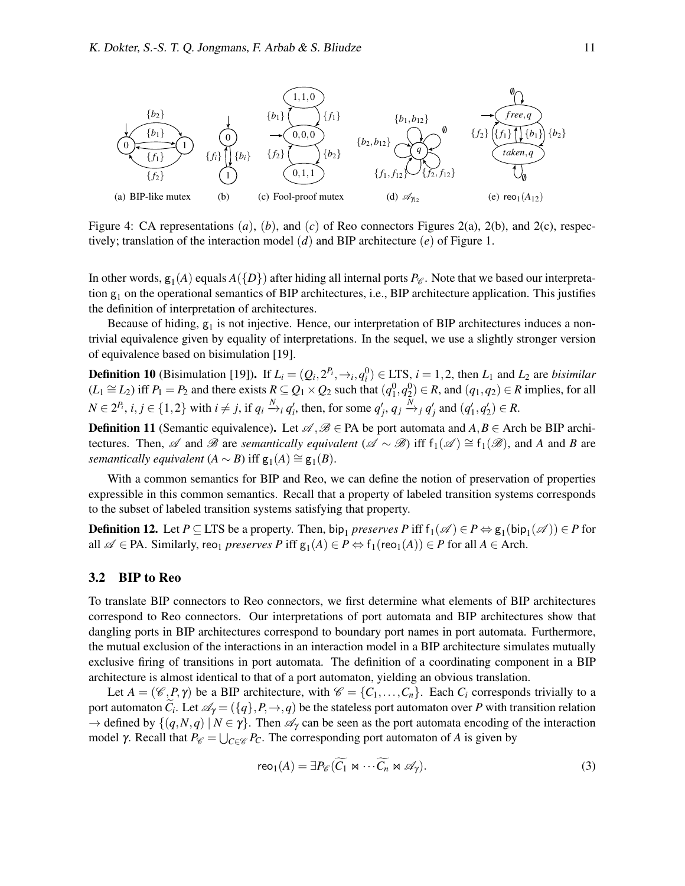(a) BIP-like mutex (b) (c) Fool-proof mutex (d) $\mathscr{A}_{\gamma_{12}}$ (e) $\mathsf{reo}_1(A_{12})$

Figure 4: CA representations $(a)$, $(b)$, and $(c)$ of Reo connectors Figures 2(a), 2(b), and 2(c), respectively; translation of the interaction model $(d)$ and BIP architecture $(e)$ of Figure 1.

In other words, $\mathsf{g}_1(A)$ equals $A(\{D\})$ after hiding all internal ports $P_{\mathscr{C}}$. Note that we based our interpretation $\mathsf{g}_1$ on the operational semantics of BIP architectures, i.e., BIP architecture application. This justifies the definition of interpretation of architectures.

Because of hiding, $\mathsf{g}_1$ is not injective. Hence, our interpretation of BIP architectures induces a non-trivial equivalence given by equality of interpretations. In the sequel, we use a slightly stronger version of equivalence based on bisimulation [19].

**Definition 10** (Bisimulation [19])**.** If $L_i = (Q_i, 2^{P_i}, \rightarrow_i, q_i^0) \in \text{LTS}$, $i = 1,2$, then $L_1$ and $L_2$ are *bisimilar* ($L_1 \cong L_2$) iff $P_1 = P_2$ and there exists $R \subseteq Q_1 \times Q_2$ such that $(q_1^0, q_2^0) \in R$, and $(q_1, q_2) \in R$ implies, for all $N \in 2^{P_i}$, $i, j \in \{1,2\}$ with $i \neq j$, if $q_i \xrightarrow{N}_i q_i'$, then, for some $q_j'$, $q_j \xrightarrow{N}_j q_j'$ and $(q_1', q_2') \in R$.

**Definition 11** (Semantic equivalence)**.** Let $\mathscr{A}, \mathscr{B} \in \text{PA}$ be port automata and $A, B \in \text{Arch}$ be BIP architectures. Then, $\mathscr{A}$ and $\mathscr{B}$ are *semantically equivalent* ($\mathscr{A} \sim \mathscr{B}$) iff $\mathsf{f}_1(\mathscr{A}) \cong \mathsf{f}_1(\mathscr{B})$, and $A$ and $B$ are *semantically equivalent* ($A \sim B$) iff $\mathsf{g}_1(A) \cong \mathsf{g}_1(B)$.

With a common semantics for BIP and Reo, we can define the notion of preservation of properties expressible in this common semantics. Recall that a property of labeled transition systems corresponds to the subset of labeled transition systems satisfying that property.

**Definition 12.** Let $P \subseteq \text{LTS}$ be a property. Then, $\mathsf{bip}_1$ *preserves* $P$ iff $\mathsf{f}_1(\mathscr{A}) \in P \Leftrightarrow \mathsf{g}_1(\mathsf{bip}_1(\mathscr{A})) \in P$ for all $\mathscr{A} \in \text{PA}$. Similarly, $\mathsf{reo}_1$ *preserves* $P$ iff $\mathsf{g}_1(A) \in P \Leftrightarrow \mathsf{f}_1(\mathsf{reo}_1(A)) \in P$ for all $A \in \text{Arch}$.

### 3.2 BIP to Reo

To translate BIP connectors to Reo connectors, we first determine what elements of BIP architectures correspond to Reo connectors. Our interpretations of port automata and BIP architectures show that dangling ports in BIP architectures correspond to boundary port names in port automata. Furthermore, the mutual exclusion of the interactions in an interaction model in a BIP architecture simulates mutually exclusive firing of transitions in port automata. The definition of a coordinating component in a BIP architecture is almost identical to that of a port automaton, yielding an obvious translation.

Let $A = (\mathscr{C}, P, \gamma)$ be a BIP architecture, with $\mathscr{C} = \{C_1, \ldots, C_n\}$. Each $C_i$ corresponds trivially to a port automaton $\widetilde{C_i}$. Let $\mathscr{A}_\gamma = (\{q\}, P, \rightarrow, q)$ be the stateless port automaton over $P$ with transition relation $\rightarrow$ defined by $\{(q, N, q) \mid N \in \gamma\}$. Then $\mathscr{A}_\gamma$ can be seen as the port automata encoding of the interaction model $\gamma$. Recall that $P_{\mathscr{C}} = \bigcup_{C \in \mathscr{C}} P_C$. The corresponding port automaton of $A$ is given by

$$\mathsf{reo}_1(A) = \exists P_{\mathscr{C}}(\widetilde{C_1} \bowtie \cdots \widetilde{C_n} \bowtie \mathscr{A}_\gamma). \tag{3}$$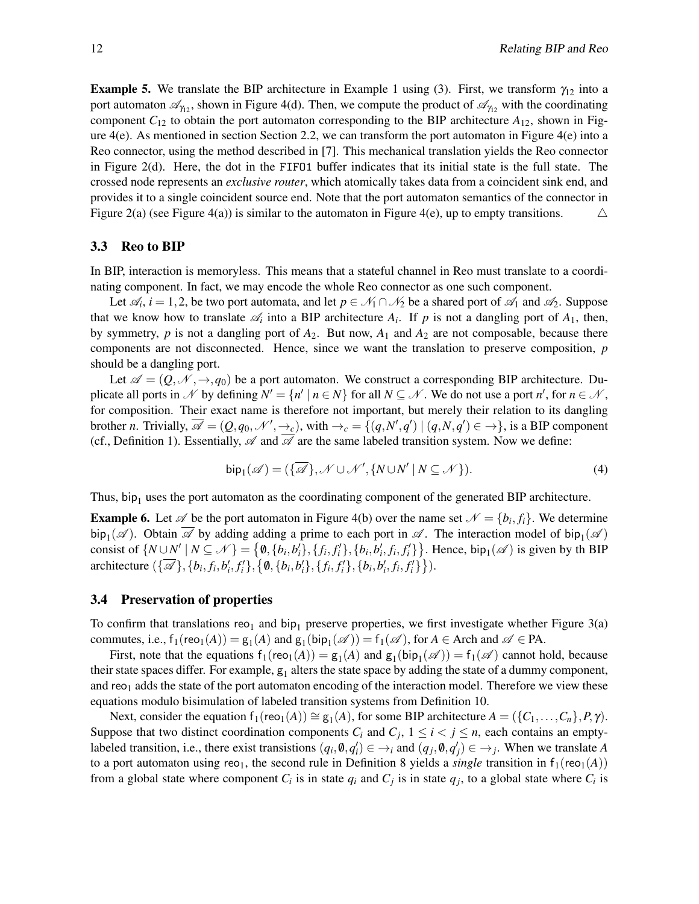**Example 5.** We translate the BIP architecture in Example 1 using (3). First, we transform $\gamma_{12}$ into a port automaton $\mathscr{A}_{\gamma_{12}}$, shown in Figure 4(d). Then, we compute the product of $\mathscr{A}_{\gamma_{12}}$ with the coordinating component $C_{12}$ to obtain the port automaton corresponding to the BIP architecture $A_{12}$, shown in Figure 4(e). As mentioned in section Section 2.2, we can transform the port automaton in Figure 4(e) into a Reo connector, using the method described in [7]. This mechanical translation yields the Reo connector in Figure 2(d). Here, the dot in the `FIFO1` buffer indicates that its initial state is the full state. The crossed node represents an *exclusive router*, which atomically takes data from a coincident sink end, and provides it to a single coincident source end. Note that the port automaton semantics of the connector in Figure 2(a) (see Figure 4(a)) is similar to the automaton in Figure 4(e), up to empty transitions. $\triangle$

### 3.3 Reo to BIP

In BIP, interaction is memoryless. This means that a stateful channel in Reo must translate to a coordinating component. In fact, we may encode the whole Reo connector as one such component.

Let $\mathscr{A}_i$, $i = 1,2$, be two port automata, and let $p \in \mathscr{N}_1 \cap \mathscr{N}_2$ be a shared port of $\mathscr{A}_1$ and $\mathscr{A}_2$. Suppose that we know how to translate $\mathscr{A}_i$ into a BIP architecture $A_i$. If $p$ is not a dangling port of $A_1$, then, by symmetry, $p$ is not a dangling port of $A_2$. But now, $A_1$ and $A_2$ are not composable, because there components are not disconnected. Hence, since we want the translation to preserve composition, $p$ should be a dangling port.

Let $\mathscr{A} = (Q, \mathscr{N}, \rightarrow, q_0)$ be a port automaton. We construct a corresponding BIP architecture. Duplicate all ports in $\mathscr{N}$ by defining $N' = \{n' \mid n \in N\}$ for all $N \subseteq \mathscr{N}$. We do not use a port $n'$, for $n \in \mathscr{N}$, for composition. Their exact name is therefore not important, but merely their relation to its dangling brother $n$. Trivially, $\overline{\mathscr{A}} = (Q, q_0, \mathscr{N}', \rightarrow_c)$, with $\rightarrow_c = \{(q, N', q') \mid (q, N, q') \in \rightarrow\}$, is a BIP component (cf., Definition 1). Essentially, $\mathscr{A}$ and $\overline{\mathscr{A}}$ are the same labeled transition system. Now we define:

$$\mathsf{bip}_1(\mathscr{A}) = (\{\overline{\mathscr{A}}\}, \mathscr{N} \cup \mathscr{N}', \{N \cup N' \mid N \subseteq \mathscr{N}\}). \tag{4}$$

Thus, $\mathsf{bip}_1$ uses the port automaton as the coordinating component of the generated BIP architecture.

**Example 6.** Let $\mathscr{A}$ be the port automaton in Figure 4(b) over the name set $\mathscr{N} = \{b_i, f_i\}$. We determine $\mathsf{bip}_1(\mathscr{A})$. Obtain $\overline{\mathscr{A}}$ by adding adding a prime to each port in $\mathscr{A}$. The interaction model of $\mathsf{bip}_1(\mathscr{A})$ consist of $\{N \cup N' \mid N \subseteq \mathscr{N}\} = \big\{\emptyset, \{b_i, b_i'\}, \{f_i, f_i'\}, \{b_i, b_i', f_i, f_i'\}\big\}$. Hence, $\mathsf{bip}_1(\mathscr{A})$ is given by th BIP architecture $(\{\overline{\mathscr{A}}\}, \{b_i, f_i, b_i', f_i'\}, \big\{\emptyset, \{b_i, b_i'\}, \{f_i, f_i'\}, \{b_i, b_i', f_i, f_i'\}\big\})$.

### 3.4 Preservation of properties

To confirm that translations $\mathsf{reo}_1$ and $\mathsf{bip}_1$ preserve properties, we first investigate whether Figure 3(a) commutes, i.e., $\mathsf{f}_1(\mathsf{reo}_1(A)) = \mathsf{g}_1(A)$ and $\mathsf{g}_1(\mathsf{bip}_1(\mathscr{A})) = \mathsf{f}_1(\mathscr{A})$, for $A \in \text{Arch}$ and $\mathscr{A} \in \text{PA}$.

First, note that the equations $\mathsf{f}_1(\mathsf{reo}_1(A)) = \mathsf{g}_1(A)$ and $\mathsf{g}_1(\mathsf{bip}_1(\mathscr{A})) = \mathsf{f}_1(\mathscr{A})$ cannot hold, because their state spaces differ. For example, $\mathsf{g}_1$ alters the state space by adding the state of a dummy component, and $\mathsf{reo}_1$ adds the state of the port automaton encoding of the interaction model. Therefore we view these equations modulo bisimulation of labeled transition systems from Definition 10.

Next, consider the equation $\mathsf{f}_1(\mathsf{reo}_1(A)) \cong \mathsf{g}_1(A)$, for some BIP architecture $A = (\{C_1, \dots, C_n\}, P, \gamma)$. Suppose that two distinct coordination components $C_i$ and $C_j$, $1 \leq i < j \leq n$, each contains an empty-labeled transition, i.e., there exist transistions $(q_i, \emptyset, q_i') \in \rightarrow_i$ and $(q_j, \emptyset, q_j') \in \rightarrow_j$. When we translate $A$ to a port automaton using $\mathsf{reo}_1$, the second rule in Definition 8 yields a *single* transition in $\mathsf{f}_1(\mathsf{reo}_1(A))$ from a global state where component $C_i$ is in state $q_i$ and $C_j$ is in state $q_j$, to a global state where $C_i$ is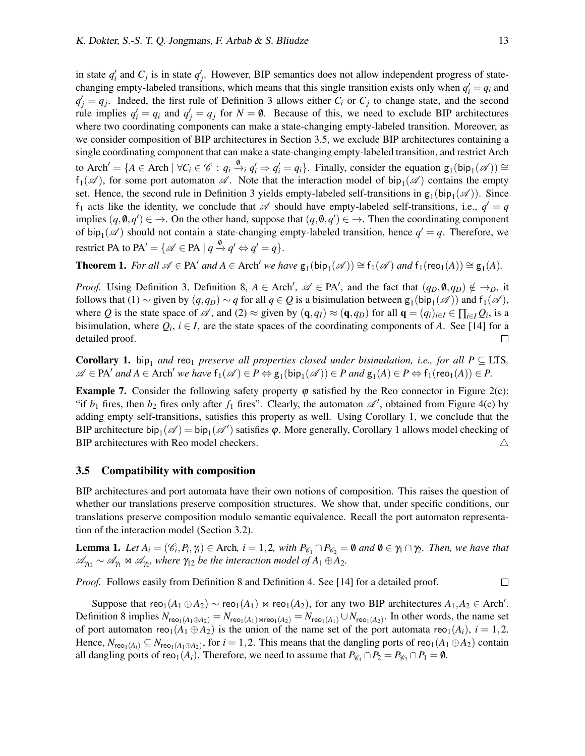in state $q_i'$ and $C_j$ is in state $q_j'$. However, BIP semantics does not allow independent progress of state-changing empty-labeled transitions, which means that this single transition exists only when $q_i' = q_i$ and $q_j' = q_j$. Indeed, the first rule of Definition 3 allows either $C_i$ or $C_j$ to change state, and the second rule implies $q_i' = q_i$ and $q_j' = q_j$ for $N = \emptyset$. Because of this, we need to exclude BIP architectures where two coordinating components can make a state-changing empty-labeled transition. Moreover, as we consider composition of BIP architectures in Section 3.5, we exclude BIP architectures containing a single coordinating component that can make a state-changing empty-labeled transition, and restrict Arch to $\text{Arch}' = \{A \in \text{Arch} \mid \forall C_i \in \mathscr{C} : q_i \xrightarrow{\emptyset}_i q_i' \Rightarrow q_i' = q_i\}$. Finally, consider the equation $\mathsf{g}_1(\mathsf{bip}_1(\mathscr{A})) \cong \mathsf{f}_1(\mathscr{A})$, for some port automaton $\mathscr{A}$. Note that the interaction model of $\mathsf{bip}_1(\mathscr{A})$ contains the empty set. Hence, the second rule in Definition 3 yields empty-labeled self-transitions in $\mathsf{g}_1(\mathsf{bip}_1(\mathscr{A}))$. Since $\mathsf{f}_1$ acts like the identity, we conclude that $\mathscr{A}$ should have empty-labeled self-transitions, i.e., $q' = q$ implies $(q, \emptyset, q') \in \rightarrow$. On the other hand, suppose that $(q, \emptyset, q') \in \rightarrow$. Then the coordinating component of $\mathsf{bip}_1(\mathscr{A})$ should not contain a state-changing empty-labeled transition, hence $q' = q$. Therefore, we restrict PA to $\text{PA}' = \{\mathscr{A} \in \text{PA} \mid q \xrightarrow{\emptyset} q' \Leftrightarrow q' = q\}$.

**Theorem 1.** *For all $\mathscr{A} \in \text{PA}'$ and $A \in \text{Arch}'$ we have $\mathsf{g}_1(\mathsf{bip}_1(\mathscr{A})) \cong \mathsf{f}_1(\mathscr{A})$ and $\mathsf{f}_1(\mathsf{reo}_1(A)) \cong \mathsf{g}_1(A)$.*

*Proof.* Using Definition 3, Definition 8, $A \in \text{Arch}'$, $\mathscr{A} \in \text{PA}'$, and the fact that $(q_D, \emptyset, q_D) \notin \rightarrow_D$, it follows that (1) $\sim$ given by $(q, q_D) \sim q$ for all $q \in Q$ is a bisimulation between $\mathsf{g}_1(\mathsf{bip}_1(\mathscr{A}))$ and $\mathsf{f}_1(\mathscr{A})$, where $Q$ is the state space of $\mathscr{A}$, and (2) $\approx$ given by $(\mathbf{q}, q_I) \approx (\mathbf{q}, q_D)$ for all $\mathbf{q} = (q_i)_{i \in I} \in \prod_{i \in I} Q_i$, is a bisimulation, where $Q_i$, $i \in I$, are the state spaces of the coordinating components of $A$. See [14] for a detailed proof. $\square$

**Corollary 1.** $\mathsf{bip}_1$ *and* $\mathsf{reo}_1$ *preserve all properties closed under bisimulation, i.e., for all $P \subseteq \text{LTS}$, $\mathscr{A} \in \text{PA}'$ and $A \in \text{Arch}'$ we have $\mathsf{f}_1(\mathscr{A}) \in P \Leftrightarrow \mathsf{g}_1(\mathsf{bip}_1(\mathscr{A})) \in P$ and $\mathsf{g}_1(A) \in P \Leftrightarrow \mathsf{f}_1(\mathsf{reo}_1(A)) \in P$.*

**Example 7.** Consider the following safety property $\varphi$ satisfied by the Reo connector in Figure 2(c): "if $b_1$ fires, then $b_2$ fires only after $f_1$ fires". Clearly, the automaton $\mathscr{A}'$, obtained from Figure 4(c) by adding empty self-transitions, satisfies this property as well. Using Corollary 1, we conclude that the BIP architecture $\mathsf{bip}_1(\mathscr{A}) = \mathsf{bip}_1(\mathscr{A}')$ satisfies $\varphi$. More generally, Corollary 1 allows model checking of BIP architectures with Reo model checkers. $\triangle$

### 3.5 Compatibility with composition

BIP architectures and port automata have their own notions of composition. This raises the question of whether our translations preserve composition structures. We show that, under specific conditions, our translations preserve composition modulo semantic equivalence. Recall the port automaton representation of the interaction model (Section 3.2).

**Lemma 1.** *Let $A_i = (\mathscr{C}_i, P_i, \gamma_i) \in \text{Arch}$, $i = 1, 2$, with $P_{\mathscr{C}_1} \cap P_{\mathscr{C}_2} = \emptyset$ and $\emptyset \in \gamma_1 \cap \gamma_2$. Then, we have that $\mathscr{A}_{\gamma_{12}} \sim \mathscr{A}_{\gamma_1} \bowtie \mathscr{A}_{\gamma_2}$, where $\gamma_{12}$ be the interaction model of $A_1 \oplus A_2$.*

*Proof.* Follows easily from Definition 8 and Definition 4. See [14] for a detailed proof. $\square$

Suppose that $\mathsf{reo}_1(A_1 \oplus A_2) \sim \mathsf{reo}_1(A_1) \bowtie \mathsf{reo}_1(A_2)$, for any two BIP architectures $A_1, A_2 \in \text{Arch}'$. Definition 8 implies $N_{\mathsf{reo}_1(A_1 \oplus A_2)} = N_{\mathsf{reo}_1(A_1) \bowtie \mathsf{reo}_1(A_2)} = N_{\mathsf{reo}_1(A_1)} \cup N_{\mathsf{reo}_1(A_2)}$. In other words, the name set of port automaton $\mathsf{reo}_1(A_1 \oplus A_2)$ is the union of the name set of the port automata $\mathsf{reo}_1(A_i)$, $i = 1, 2$. Hence, $N_{\mathsf{reo}_1(A_i)} \subseteq N_{\mathsf{reo}_1(A_1 \oplus A_2)}$, for $i = 1, 2$. This means that the dangling ports of $\mathsf{reo}_1(A_1 \oplus A_2)$ contain all dangling ports of $\mathsf{reo}_1(A_i)$. Therefore, we need to assume that $P_{\mathscr{C}_1} \cap P_2 = P_{\mathscr{C}_2} \cap P_1 = \emptyset$.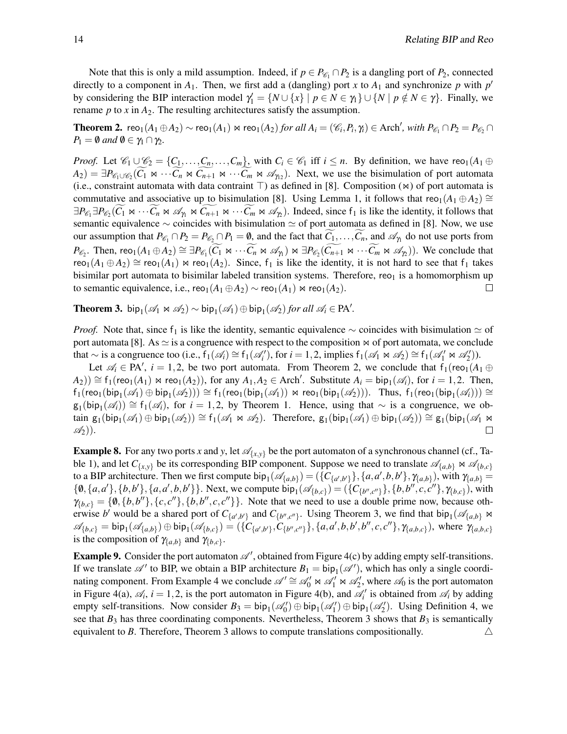Note that this is only a mild assumption. Indeed, if $p \in P_{\mathscr{C}_1} \cap P_2$ is a dangling port of $P_2$, connected directly to a component in $A_1$. Then, we first add a (dangling) port $x$ to $A_1$ and synchronize $p$ with $p'$ by considering the BIP interaction model $\gamma_1' = \{N \cup \{x\} \mid p \in N \in \gamma_1\} \cup \{N \mid p \notin N \in \gamma\}$. Finally, we rename $p$ to $x$ in $A_2$. The resulting architectures satisfy the assumption.

**Theorem 2.** $\mathsf{reo}_1(A_1 \oplus A_2) \sim \mathsf{reo}_1(A_1) \bowtie \mathsf{reo}_1(A_2)$ *for all* $A_i = (\mathscr{C}_i, P_i, \gamma_i) \in \text{Arch}'$*, with* $P_{\mathscr{C}_1} \cap P_2 = P_{\mathscr{C}_2} \cap P_1 = \emptyset$ *and* $\emptyset \in \gamma_1 \cap \gamma_2$.

*Proof.* Let $\mathscr{C}_1 \cup \mathscr{C}_2 = \{C_1, \dots, C_n, \dots, C_m\}$, with $C_i \in \mathscr{C}_1$ iff $i \leq n$. By definition, we have $\mathsf{reo}_1(A_1 \oplus A_2) = \exists P_{\mathscr{C}_1 \cup \mathscr{C}_2}(\widetilde{C_1} \bowtie \cdots \widetilde{C_n} \bowtie \widetilde{C_{n+1}} \bowtie \cdots \widetilde{C_m} \bowtie \mathscr{A}_{\gamma_{12}})$. Next, we use the bisimulation of port automata (i.e., constraint automata with data contraint $\top$) as defined in [8]. Composition ($\bowtie$) of port automata is commutative and associative up to bisimulation [8]. Using Lemma 1, it follows that $\mathsf{reo}_1(A_1 \oplus A_2) \cong \exists P_{\mathscr{C}_1} \exists P_{\mathscr{C}_2}(\widetilde{C_1} \bowtie \cdots \widetilde{C_n} \bowtie \mathscr{A}_{\gamma_1} \bowtie \widetilde{C_{n+1}} \bowtie \cdots \widetilde{C_m} \bowtie \mathscr{A}_{\gamma_2})$. Indeed, since $\mathsf{f}_1$ is like the identity, it follows that semantic equivalence $\sim$ coincides with bisimulation $\simeq$ of port automata as defined in [8]. Now, we use our assumption that $P_{\mathscr{C}_1} \cap P_2 = P_{\mathscr{C}_2} \cap P_1 = \emptyset$, and the fact that $\widetilde{C_1}, \dots, \widetilde{C_n}$, and $\mathscr{A}_{\gamma_1}$ do not use ports from $P_{\mathscr{C}_2}$. Then, $\mathsf{reo}_1(A_1 \oplus A_2) \cong \exists P_{\mathscr{C}_1}(\widetilde{C_1} \bowtie \cdots \widetilde{C_n} \bowtie \mathscr{A}_{\gamma_1}) \bowtie \exists P_{\mathscr{C}_2}(\widetilde{C_{n+1}} \bowtie \cdots \widetilde{C_m} \bowtie \mathscr{A}_{\gamma_2}))$. We conclude that $\mathsf{reo}_1(A_1 \oplus A_2) \cong \mathsf{reo}_1(A_1) \bowtie \mathsf{reo}_1(A_2)$. Since, $\mathsf{f}_1$ is like the identity, it is not hard to see that $\mathsf{f}_1$ takes bisimilar port automata to bisimilar labeled transition systems. Therefore, $\mathsf{reo}_1$ is a homomorphism up to semantic equivalence, i.e., $\mathsf{reo}_1(A_1 \oplus A_2) \sim \mathsf{reo}_1(A_1) \bowtie \mathsf{reo}_1(A_2)$. □

**Theorem 3.** $\mathsf{bip}_1(\mathscr{A}_1 \bowtie \mathscr{A}_2) \sim \mathsf{bip}_1(\mathscr{A}_1) \oplus \mathsf{bip}_1(\mathscr{A}_2)$ *for all* $\mathscr{A}_i \in \text{PA}'$.

*Proof.* Note that, since $\mathsf{f}_1$ is like the identity, semantic equivalence $\sim$ coincides with bisimulation $\simeq$ of port automata [8]. As $\simeq$ is a congruence with respect to the composition $\bowtie$ of port automata, we conclude that $\sim$ is a congruence too (i.e., $\mathsf{f}_1(\mathscr{A}_i) \cong \mathsf{f}_1(\mathscr{A}_i')$, for $i = 1,2$, implies $\mathsf{f}_1(\mathscr{A}_1 \bowtie \mathscr{A}_2) \cong \mathsf{f}_1(\mathscr{A}_1' \bowtie \mathscr{A}_2')$).

Let $\mathscr{A}_i \in \text{PA}'$, $i = 1,2$, be two port automata. From Theorem 2, we conclude that $\mathsf{f}_1(\mathsf{reo}_1(A_1 \oplus A_2)) \cong \mathsf{f}_1(\mathsf{reo}_1(A_1) \bowtie \mathsf{reo}_1(A_2))$, for any $A_1, A_2 \in \text{Arch}'$. Substitute $A_i = \mathsf{bip}_1(\mathscr{A}_i)$, for $i = 1,2$. Then, $\mathsf{f}_1(\mathsf{reo}_1(\mathsf{bip}_1(\mathscr{A}_1) \oplus \mathsf{bip}_1(\mathscr{A}_2))) \cong \mathsf{f}_1(\mathsf{reo}_1(\mathsf{bip}_1(\mathscr{A}_1)) \bowtie \mathsf{reo}_1(\mathsf{bip}_1(\mathscr{A}_2)))$. Thus, $\mathsf{f}_1(\mathsf{reo}_1(\mathsf{bip}_1(\mathscr{A}_i))) \cong \mathsf{g}_1(\mathsf{bip}_1(\mathscr{A}_i)) \cong \mathsf{f}_1(\mathscr{A}_i)$, for $i = 1,2$, by Theorem 1. Hence, using that $\sim$ is a congruence, we obtain $\mathsf{g}_1(\mathsf{bip}_1(\mathscr{A}_1) \oplus \mathsf{bip}_1(\mathscr{A}_2)) \cong \mathsf{f}_1(\mathscr{A}_1 \bowtie \mathscr{A}_2)$. Therefore, $\mathsf{g}_1(\mathsf{bip}_1(\mathscr{A}_1) \oplus \mathsf{bip}_1(\mathscr{A}_2)) \cong \mathsf{g}_1(\mathsf{bip}_1(\mathscr{A}_1 \bowtie \mathscr{A}_2))$. □

**Example 8.** For any two ports $x$ and $y$, let $\mathscr{A}_{\{x,y\}}$ be the port automaton of a synchronous channel (cf., Table 1), and let $C_{\{x,y\}}$ be its corresponding BIP component. Suppose we need to translate $\mathscr{A}_{\{a,b\}} \bowtie \mathscr{A}_{\{b,c\}}$ to a BIP architecture. Then we first compute $\mathsf{bip}_1(\mathscr{A}_{\{a,b\}}) = (\{C_{\{a',b'\}}\}, \{a,a',b,b'\}, \gamma_{\{a,b\}})$, with $\gamma_{\{a,b\}} = \{\emptyset, \{a,a'\}, \{b,b'\}, \{a,a',b,b'\}\}$. Next, we compute $\mathsf{bip}_1(\mathscr{A}_{\{b,c\}}) = (\{C_{\{b'',c''\}}\}, \{b,b'',c,c''\}, \gamma_{\{b,c\}})$, with $\gamma_{\{b,c\}} = \{\emptyset, \{b,b''\}, \{c,c''\}, \{b,b'',c,c''\}\}$. Note that we need to use a double prime now, because otherwise $b'$ would be a shared port of $C_{\{a',b'\}}$ and $C_{\{b'',c''\}}$. Using Theorem 3, we find that $\mathsf{bip}_1(\mathscr{A}_{\{a,b\}} \bowtie \mathscr{A}_{\{b,c\}} = \mathsf{bip}_1(\mathscr{A}_{\{a,b\}}) \oplus \mathsf{bip}_1(\mathscr{A}_{\{b,c\}}) = (\{C_{\{a',b'\}}, C_{\{b'',c''\}}\}, \{a,a',b,b',b'',c,c''\}, \gamma_{\{a,b,c\}})$, where $\gamma_{\{a,b,c\}}$ is the composition of $\gamma_{\{a,b\}}$ and $\gamma_{\{b,c\}}$.

**Example 9.** Consider the port automaton $\mathscr{A}'$, obtained from Figure 4(c) by adding empty self-transitions. If we translate $\mathscr{A}'$ to BIP, we obtain a BIP architecture $B_1 = \mathsf{bip}_1(\mathscr{A}')$, which has only a single coordinating component. From Example 4 we conclude $\mathscr{A}' \cong \mathscr{A}_0' \bowtie \mathscr{A}_1' \bowtie \mathscr{A}_2'$, where $\mathscr{A}_0$ is the port automaton in Figure 4(a), $\mathscr{A}_i$, $i = 1,2$, is the port automaton in Figure 4(b), and $\mathscr{A}_i'$ is obtained from $\mathscr{A}_i$ by adding empty self-transitions. Now consider $B_3 = \mathsf{bip}_1(\mathscr{A}_0') \oplus \mathsf{bip}_1(\mathscr{A}_1') \oplus \mathsf{bip}_1(\mathscr{A}_2')$. Using Definition 4, we see that $B_3$ has three coordinating components. Nevertheless, Theorem 3 shows that $B_3$ is semantically equivalent to $B$. Therefore, Theorem 3 allows to compute translations compositionally. △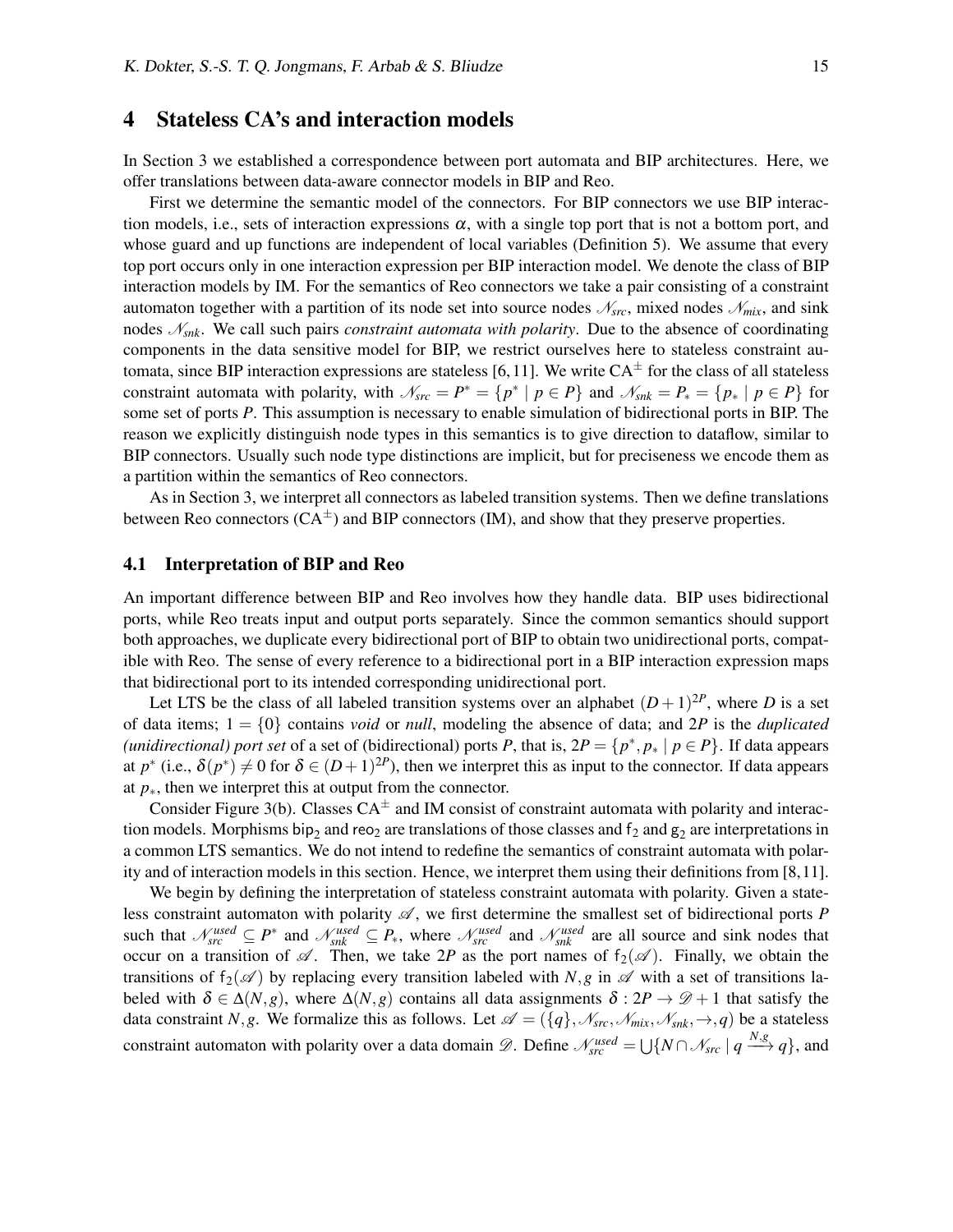## 4 Stateless CA's and interaction models

In Section 3 we established a correspondence between port automata and BIP architectures. Here, we offer translations between data-aware connector models in BIP and Reo.

First we determine the semantic model of the connectors. For BIP connectors we use BIP interaction models, i.e., sets of interaction expressions $\alpha$, with a single top port that is not a bottom port, and whose guard and up functions are independent of local variables (Definition 5). We assume that every top port occurs only in one interaction expression per BIP interaction model. We denote the class of BIP interaction models by IM. For the semantics of Reo connectors we take a pair consisting of a constraint automaton together with a partition of its node set into source nodes $\mathscr{N}_{src}$, mixed nodes $\mathscr{N}_{mix}$, and sink nodes $\mathscr{N}_{snk}$. We call such pairs *constraint automata with polarity*. Due to the absence of coordinating components in the data sensitive model for BIP, we restrict ourselves here to stateless constraint automata, since BIP interaction expressions are stateless [6, 11]. We write $\mathrm{CA}^{\pm}$ for the class of all stateless constraint automata with polarity, with $\mathscr{N}_{src} = P^* = \{p^* \mid p \in P\}$ and $\mathscr{N}_{snk} = P_* = \{p_* \mid p \in P\}$ for some set of ports $P$. This assumption is necessary to enable simulation of bidirectional ports in BIP. The reason we explicitly distinguish node types in this semantics is to give direction to dataflow, similar to BIP connectors. Usually such node type distinctions are implicit, but for preciseness we encode them as a partition within the semantics of Reo connectors.

As in Section 3, we interpret all connectors as labeled transition systems. Then we define translations between Reo connectors ($\mathrm{CA}^{\pm}$) and BIP connectors (IM), and show that they preserve properties.

### 4.1 Interpretation of BIP and Reo

An important difference between BIP and Reo involves how they handle data. BIP uses bidirectional ports, while Reo treats input and output ports separately. Since the common semantics should support both approaches, we duplicate every bidirectional port of BIP to obtain two unidirectional ports, compatible with Reo. The sense of every reference to a bidirectional port in a BIP interaction expression maps that bidirectional port to its intended corresponding unidirectional port.

Let LTS be the class of all labeled transition systems over an alphabet $(D+1)^{2P}$, where $D$ is a set of data items; $1 = \{0\}$ contains *void* or *null*, modeling the absence of data; and $2P$ is the *duplicated (unidirectional) port set* of a set of (bidirectional) ports $P$, that is, $2P = \{p^*, p_* \mid p \in P\}$. If data appears at $p^*$ (i.e., $\delta(p^*) \neq 0$ for $\delta \in (D+1)^{2P}$), then we interpret this as input to the connector. If data appears at $p_*$, then we interpret this at output from the connector.

Consider Figure 3(b). Classes $\mathrm{CA}^{\pm}$ and IM consist of constraint automata with polarity and interaction models. Morphisms $\mathsf{bip}_2$ and $\mathsf{reo}_2$ are translations of those classes and $\mathsf{f}_2$ and $\mathsf{g}_2$ are interpretations in a common LTS semantics. We do not intend to redefine the semantics of constraint automata with polarity and of interaction models in this section. Hence, we interpret them using their definitions from [8, 11].

We begin by defining the interpretation of stateless constraint automata with polarity. Given a stateless constraint automaton with polarity $\mathscr{A}$, we first determine the smallest set of bidirectional ports $P$ such that $\mathscr{N}_{src}^{used} \subseteq P^*$ and $\mathscr{N}_{snk}^{used} \subseteq P_*$, where $\mathscr{N}_{src}^{used}$ and $\mathscr{N}_{snk}^{used}$ are all source and sink nodes that occur on a transition of $\mathscr{A}$. Then, we take $2P$ as the port names of $\mathsf{f}_2(\mathscr{A})$. Finally, we obtain the transitions of $\mathsf{f}_2(\mathscr{A})$ by replacing every transition labeled with $N, g$ in $\mathscr{A}$ with a set of transitions labeled with $\delta \in \Delta(N, g)$, where $\Delta(N, g)$ contains all data assignments $\delta : 2P \to \mathscr{D} + 1$ that satisfy the data constraint $N, g$. We formalize this as follows. Let $\mathscr{A} = (\{q\}, \mathscr{N}_{src}, \mathscr{N}_{mix}, \mathscr{N}_{snk}, \to, q)$ be a stateless constraint automaton with polarity over a data domain $\mathscr{D}$. Define $\mathscr{N}_{src}^{used} = \bigcup\{N \cap \mathscr{N}_{src} \mid q \xrightarrow{N,g} q\}$, and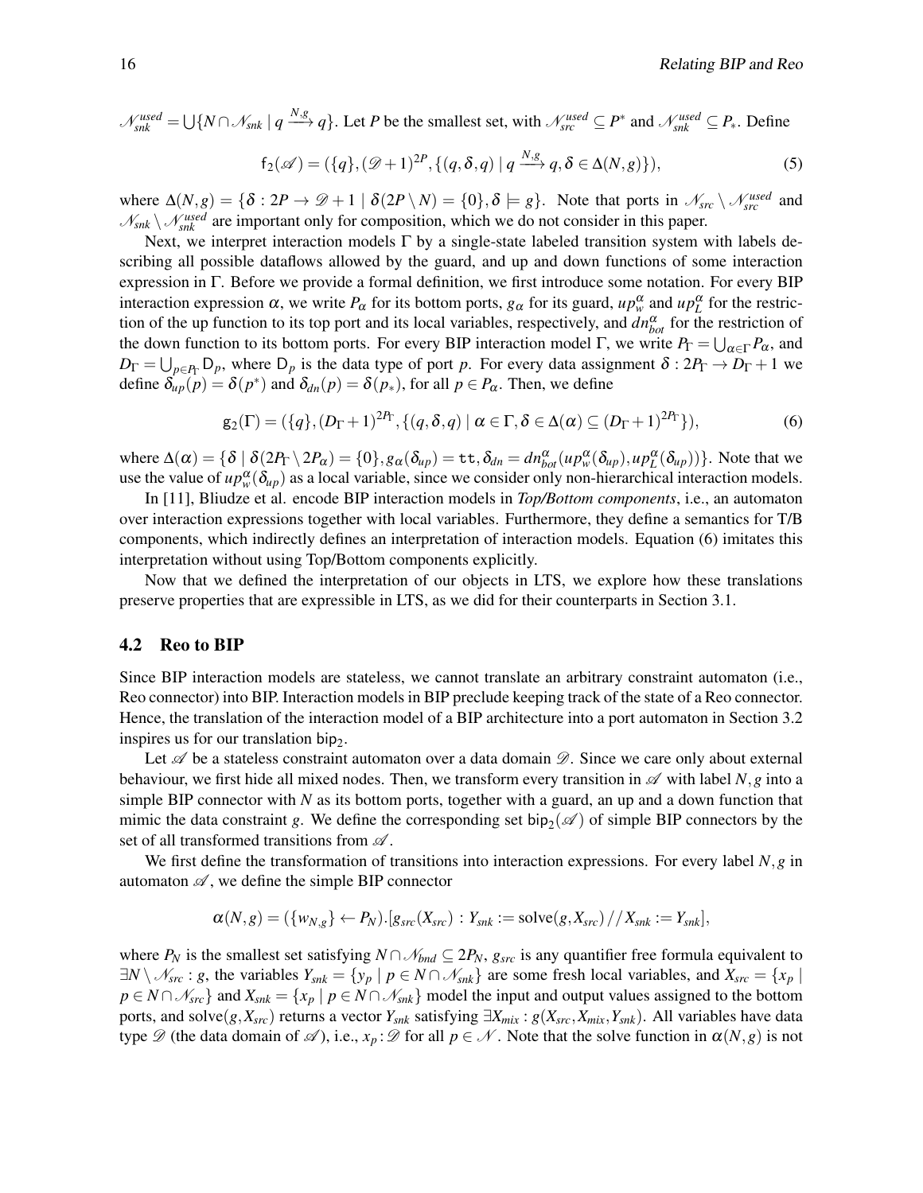$\mathscr{N}_{snk}^{used} = \bigcup\{N \cap \mathscr{N}_{snk} \mid q \xrightarrow{N,g} q\}$. Let $P$ be the smallest set, with $\mathscr{N}_{src}^{used} \subseteq P^*$ and $\mathscr{N}_{snk}^{used} \subseteq P_*$. Define

$$\mathsf{f}_2(\mathscr{A}) = (\{q\}, (\mathscr{D}+1)^{2P}, \{(q,\delta,q) \mid q \xrightarrow{N,g} q, \delta \in \Delta(N,g)\}), \tag{5}$$

where $\Delta(N,g) = \{\delta : 2P \to \mathscr{D}+1 \mid \delta(2P \setminus N) = \{0\}, \delta \models g\}$. Note that ports in $\mathscr{N}_{src} \setminus \mathscr{N}_{src}^{used}$ and $\mathscr{N}_{snk} \setminus \mathscr{N}_{snk}^{used}$ are important only for composition, which we do not consider in this paper.

Next, we interpret interaction models $\Gamma$ by a single-state labeled transition system with labels describing all possible dataflows allowed by the guard, and up and down functions of some interaction expression in $\Gamma$. Before we provide a formal definition, we first introduce some notation. For every BIP interaction expression $\alpha$, we write $P_\alpha$ for its bottom ports, $g_\alpha$ for its guard, $up_w^\alpha$ and $up_L^\alpha$ for the restriction of the up function to its top port and its local variables, respectively, and $dn_{bot}^\alpha$ for the restriction of the down function to its bottom ports. For every BIP interaction model $\Gamma$, we write $P_\Gamma = \bigcup_{\alpha\in\Gamma} P_\alpha$, and $D_\Gamma = \bigcup_{p\in P_\Gamma} \mathsf{D}_p$, where $\mathsf{D}_p$ is the data type of port $p$. For every data assignment $\delta : 2P_\Gamma \to D_\Gamma + 1$ we define $\delta_{up}(p) = \delta(p^*)$ and $\delta_{dn}(p) = \delta(p_*)$, for all $p \in P_\alpha$. Then, we define

$$\mathsf{g}_2(\Gamma) = (\{q\}, (D_\Gamma+1)^{2P_\Gamma}, \{(q,\delta,q) \mid \alpha \in \Gamma, \delta \in \Delta(\alpha) \subseteq (D_\Gamma+1)^{2P_\Gamma}\}), \tag{6}$$

where $\Delta(\alpha) = \{\delta \mid \delta(2P_\Gamma \setminus 2P_\alpha) = \{0\}, g_\alpha(\delta_{up}) = \mathtt{tt}, \delta_{dn} = dn_{bot}^\alpha(up_w^\alpha(\delta_{up}), up_L^\alpha(\delta_{up}))\}$. Note that we use the value of $up_w^\alpha(\delta_{up})$ as a local variable, since we consider only non-hierarchical interaction models.

In [11], Bliudze et al. encode BIP interaction models in *Top/Bottom components*, i.e., an automaton over interaction expressions together with local variables. Furthermore, they define a semantics for T/B components, which indirectly defines an interpretation of interaction models. Equation (6) imitates this interpretation without using Top/Bottom components explicitly.

Now that we defined the interpretation of our objects in LTS, we explore how these translations preserve properties that are expressible in LTS, as we did for their counterparts in Section 3.1.

### 4.2 Reo to BIP

Since BIP interaction models are stateless, we cannot translate an arbitrary constraint automaton (i.e., Reo connector) into BIP. Interaction models in BIP preclude keeping track of the state of a Reo connector. Hence, the translation of the interaction model of a BIP architecture into a port automaton in Section 3.2 inspires us for our translation $\mathsf{bip}_2$.

Let $\mathscr{A}$ be a stateless constraint automaton over a data domain $\mathscr{D}$. Since we care only about external behaviour, we first hide all mixed nodes. Then, we transform every transition in $\mathscr{A}$ with label $N,g$ into a simple BIP connector with $N$ as its bottom ports, together with a guard, an up and a down function that mimic the data constraint $g$. We define the corresponding set $\mathsf{bip}_2(\mathscr{A})$ of simple BIP connectors by the set of all transformed transitions from $\mathscr{A}$.

We first define the transformation of transitions into interaction expressions. For every label $N,g$ in automaton $\mathscr{A}$, we define the simple BIP connector

$$\alpha(N,g) = (\{w_{N,g}\} \leftarrow P_N).[g_{src}(X_{src}) : Y_{snk} := \text{solve}(g, X_{src}) \,//\, X_{snk} := Y_{snk}],$$

where $P_N$ is the smallest set satisfying $N \cap \mathscr{N}_{bnd} \subseteq 2P_N$, $g_{src}$ is any quantifier free formula equivalent to $\exists N \setminus \mathscr{N}_{src} : g$, the variables $Y_{snk} = \{y_p \mid p \in N \cap \mathscr{N}_{snk}\}$ are some fresh local variables, and $X_{src} = \{x_p \mid p \in N \cap \mathscr{N}_{src}\}$ and $X_{snk} = \{x_p \mid p \in N \cap \mathscr{N}_{snk}\}$ model the input and output values assigned to the bottom ports, and $\text{solve}(g, X_{src})$ returns a vector $Y_{snk}$ satisfying $\exists X_{mix} : g(X_{src}, X_{mix}, Y_{snk})$. All variables have data type $\mathscr{D}$ (the data domain of $\mathscr{A}$), i.e., $x_p : \mathscr{D}$ for all $p \in \mathscr{N}$. Note that the solve function in $\alpha(N,g)$ is not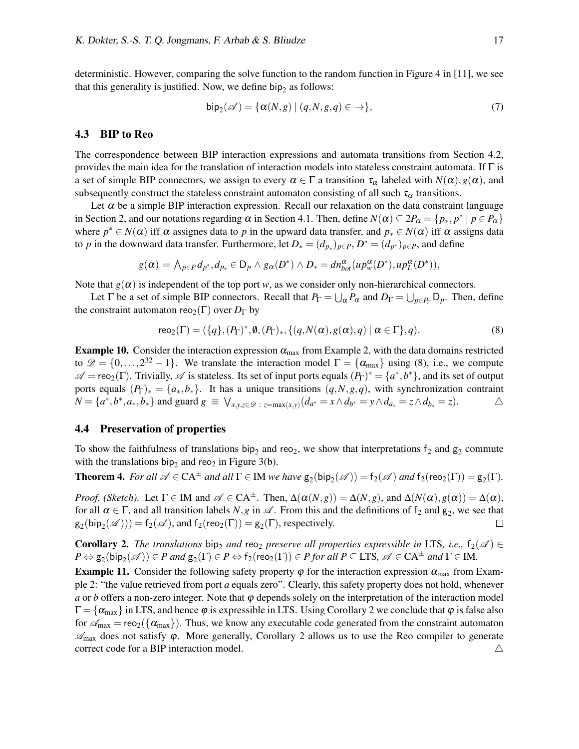deterministic. However, comparing the solve function to the random function in Figure 4 in [11], we see that this generality is justified. Now, we define $\mathsf{bip}_2$ as follows:

$$\mathsf{bip}_2(\mathscr{A}) = \{\alpha(N,g) \mid (q,N,g,q) \in \rightarrow\}, \tag{7}$$

### 4.3 BIP to Reo

The correspondence between BIP interaction expressions and automata transitions from Section 4.2, provides the main idea for the translation of interaction models into stateless constraint automata. If $\Gamma$ is a set of simple BIP connectors, we assign to every $\alpha \in \Gamma$ a transition $\tau_\alpha$ labeled with $N(\alpha), g(\alpha)$, and subsequently construct the stateless constraint automaton consisting of all such $\tau_\alpha$ transitions.

Let $\alpha$ be a simple BIP interaction expression. Recall our relaxation on the data constraint language in Section 2, and our notations regarding $\alpha$ in Section 4.1. Then, define $N(\alpha) \subseteq 2P_\alpha = \{p_*, p^* \mid p \in P_\alpha\}$ where $p^* \in N(\alpha)$ iff $\alpha$ assignes data to $p$ in the upward data transfer, and $p_* \in N(\alpha)$ iff $\alpha$ assigns data to $p$ in the downward data transfer. Furthermore, let $D_* = (d_{p_*})_{p \in P}$, $D^* = (d_{p^*})_{p \in P}$, and define

$$g(\alpha) = \bigwedge_{p \in P} d_{p^*}, d_{p_*} \in \mathsf{D}_p \wedge g_\alpha(D^*) \wedge D_* = dn^\alpha_{bot}(up^\alpha_w(D^*), up^\alpha_L(D^*)),$$

Note that $g(\alpha)$ is independent of the top port $w$, as we consider only non-hierarchical connectors.

Let $\Gamma$ be a set of simple BIP connectors. Recall that $P_\Gamma = \bigcup_\alpha P_\alpha$ and $D_\Gamma = \bigcup_{p \in P_\Gamma} \mathsf{D}_p$. Then, define the constraint automaton $\mathsf{reo}_2(\Gamma)$ over $D_\Gamma$ by

$$\mathsf{reo}_2(\Gamma) = (\{q\}, (P_\Gamma)^*, \emptyset, (P_\Gamma)_*, \{(q, N(\alpha), g(\alpha), q) \mid \alpha \in \Gamma\}, q). \tag{8}$$

**Example 10.** Consider the interaction expression $\alpha_{\max}$ from Example 2, with the data domains restricted to $\mathscr{D} = \{0, \ldots, 2^{32} - 1\}$. We translate the interaction model $\Gamma = \{\alpha_{\max}\}$ using (8), i.e., we compute $\mathscr{A} = \mathsf{reo}_2(\Gamma)$. Trivially, $\mathscr{A}$ is stateless. Its set of input ports equals $(P_\Gamma)^* = \{a^*, b^*\}$, and its set of output ports equals $(P_\Gamma)_* = \{a_*, b_*\}$. It has a unique transitions $(q,N,g,q)$, with synchronization contraint $N = \{a^*, b^*, a_*, b_*\}$ and guard $g \equiv \bigvee_{x,y,z \in \mathscr{D}\,:\, z = \max(x,y)} (d_{a^*} = x \wedge d_{b^*} = y \wedge d_{a_*} = z \wedge d_{b_*} = z)$. △

### 4.4 Preservation of properties

To show the faithfulness of translations $\mathsf{bip}_2$ and $\mathsf{reo}_2$, we show that interpretations $\mathsf{f}_2$ and $\mathsf{g}_2$ commute with the translations $\mathsf{bip}_2$ and $\mathsf{reo}_2$ in Figure 3(b).

**Theorem 4.** *For all $\mathscr{A} \in \mathrm{CA}^\pm$ and all $\Gamma \in \mathrm{IM}$ we have $\mathsf{g}_2(\mathsf{bip}_2(\mathscr{A})) = \mathsf{f}_2(\mathscr{A})$ and $\mathsf{f}_2(\mathsf{reo}_2(\Gamma)) = \mathsf{g}_2(\Gamma)$.*

*Proof. (Sketch).* Let $\Gamma \in \mathrm{IM}$ and $\mathscr{A} \in \mathrm{CA}^\pm$. Then, $\Delta(\alpha(N,g)) = \Delta(N,g)$, and $\Delta(N(\alpha), g(\alpha)) = \Delta(\alpha)$, for all $\alpha \in \Gamma$, and all transition labels $N,g$ in $\mathscr{A}$. From this and the definitions of $\mathsf{f}_2$ and $\mathsf{g}_2$, we see that $\mathsf{g}_2(\mathsf{bip}_2(\mathscr{A}))) = \mathsf{f}_2(\mathscr{A})$, and $\mathsf{f}_2(\mathsf{reo}_2(\Gamma)) = \mathsf{g}_2(\Gamma)$, respectively. □

**Corollary 2.** *The translations $\mathsf{bip}_2$ and $\mathsf{reo}_2$ preserve all properties expressible in LTS, i.e., $\mathsf{f}_2(\mathscr{A}) \in P \Leftrightarrow \mathsf{g}_2(\mathsf{bip}_2(\mathscr{A})) \in P$ and $\mathsf{g}_2(\Gamma) \in P \Leftrightarrow \mathsf{f}_2(\mathsf{reo}_2(\Gamma)) \in P$ for all $P \subseteq \mathrm{LTS}$, $\mathscr{A} \in \mathrm{CA}^\pm$ and $\Gamma \in \mathrm{IM}$.*

**Example 11.** Consider the following safety property $\varphi$ for the interaction expression $\alpha_{\max}$ from Example 2: "the value retrieved from port $a$ equals zero". Clearly, this safety property does not hold, whenever $a$ or $b$ offers a non-zero integer. Note that $\varphi$ depends solely on the interpretation of the interaction model $\Gamma = \{\alpha_{\max}\}$ in LTS, and hence $\varphi$ is expressible in LTS. Using Corollary 2 we conclude that $\varphi$ is false also for $\mathscr{A}_{\max} = \mathsf{reo}_2(\{\alpha_{\max}\})$. Thus, we know any executable code generated from the constraint automaton $\mathscr{A}_{\max}$ does not satisfy $\varphi$. More generally, Corollary 2 allows us to use the Reo compiler to generate correct code for a BIP interaction model. △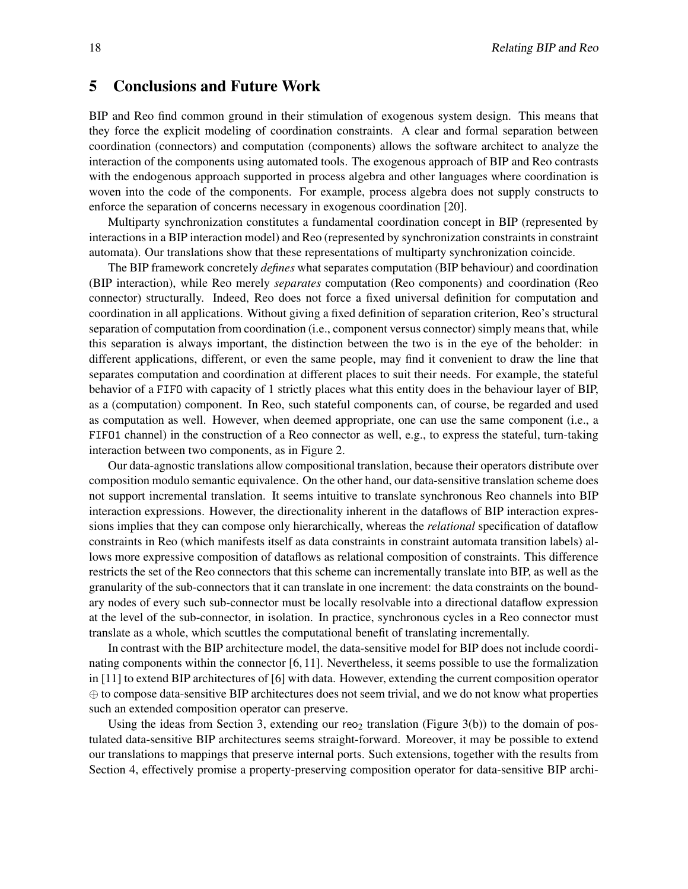## 5 Conclusions and Future Work

BIP and Reo find common ground in their stimulation of exogenous system design. This means that they force the explicit modeling of coordination constraints. A clear and formal separation between coordination (connectors) and computation (components) allows the software architect to analyze the interaction of the components using automated tools. The exogenous approach of BIP and Reo contrasts with the endogenous approach supported in process algebra and other languages where coordination is woven into the code of the components. For example, process algebra does not supply constructs to enforce the separation of concerns necessary in exogenous coordination [20].

Multiparty synchronization constitutes a fundamental coordination concept in BIP (represented by interactions in a BIP interaction model) and Reo (represented by synchronization constraints in constraint automata). Our translations show that these representations of multiparty synchronization coincide.

The BIP framework concretely *defines* what separates computation (BIP behaviour) and coordination (BIP interaction), while Reo merely *separates* computation (Reo components) and coordination (Reo connector) structurally. Indeed, Reo does not force a fixed universal definition for computation and coordination in all applications. Without giving a fixed definition of separation criterion, Reo's structural separation of computation from coordination (i.e., component versus connector) simply means that, while this separation is always important, the distinction between the two is in the eye of the beholder: in different applications, different, or even the same people, may find it convenient to draw the line that separates computation and coordination at different places to suit their needs. For example, the stateful behavior of a FIFO with capacity of 1 strictly places what this entity does in the behaviour layer of BIP, as a (computation) component. In Reo, such stateful components can, of course, be regarded and used as computation as well. However, when deemed appropriate, one can use the same component (i.e., a FIFO1 channel) in the construction of a Reo connector as well, e.g., to express the stateful, turn-taking interaction between two components, as in Figure 2.

Our data-agnostic translations allow compositional translation, because their operators distribute over composition modulo semantic equivalence. On the other hand, our data-sensitive translation scheme does not support incremental translation. It seems intuitive to translate synchronous Reo channels into BIP interaction expressions. However, the directionality inherent in the dataflows of BIP interaction expressions implies that they can compose only hierarchically, whereas the *relational* specification of dataflow constraints in Reo (which manifests itself as data constraints in constraint automata transition labels) allows more expressive composition of dataflows as relational composition of constraints. This difference restricts the set of the Reo connectors that this scheme can incrementally translate into BIP, as well as the granularity of the sub-connectors that it can translate in one increment: the data constraints on the boundary nodes of every such sub-connector must be locally resolvable into a directional dataflow expression at the level of the sub-connector, in isolation. In practice, synchronous cycles in a Reo connector must translate as a whole, which scuttles the computational benefit of translating incrementally.

In contrast with the BIP architecture model, the data-sensitive model for BIP does not include coordinating components within the connector [6, 11]. Nevertheless, it seems possible to use the formalization in [11] to extend BIP architectures of [6] with data. However, extending the current composition operator $\oplus$ to compose data-sensitive BIP architectures does not seem trivial, and we do not know what properties such an extended composition operator can preserve.

Using the ideas from Section 3, extending our $\mathsf{reo}_2$ translation (Figure 3(b)) to the domain of postulated data-sensitive BIP architectures seems straight-forward. Moreover, it may be possible to extend our translations to mappings that preserve internal ports. Such extensions, together with the results from Section 4, effectively promise a property-preserving composition operator for data-sensitive BIP archi-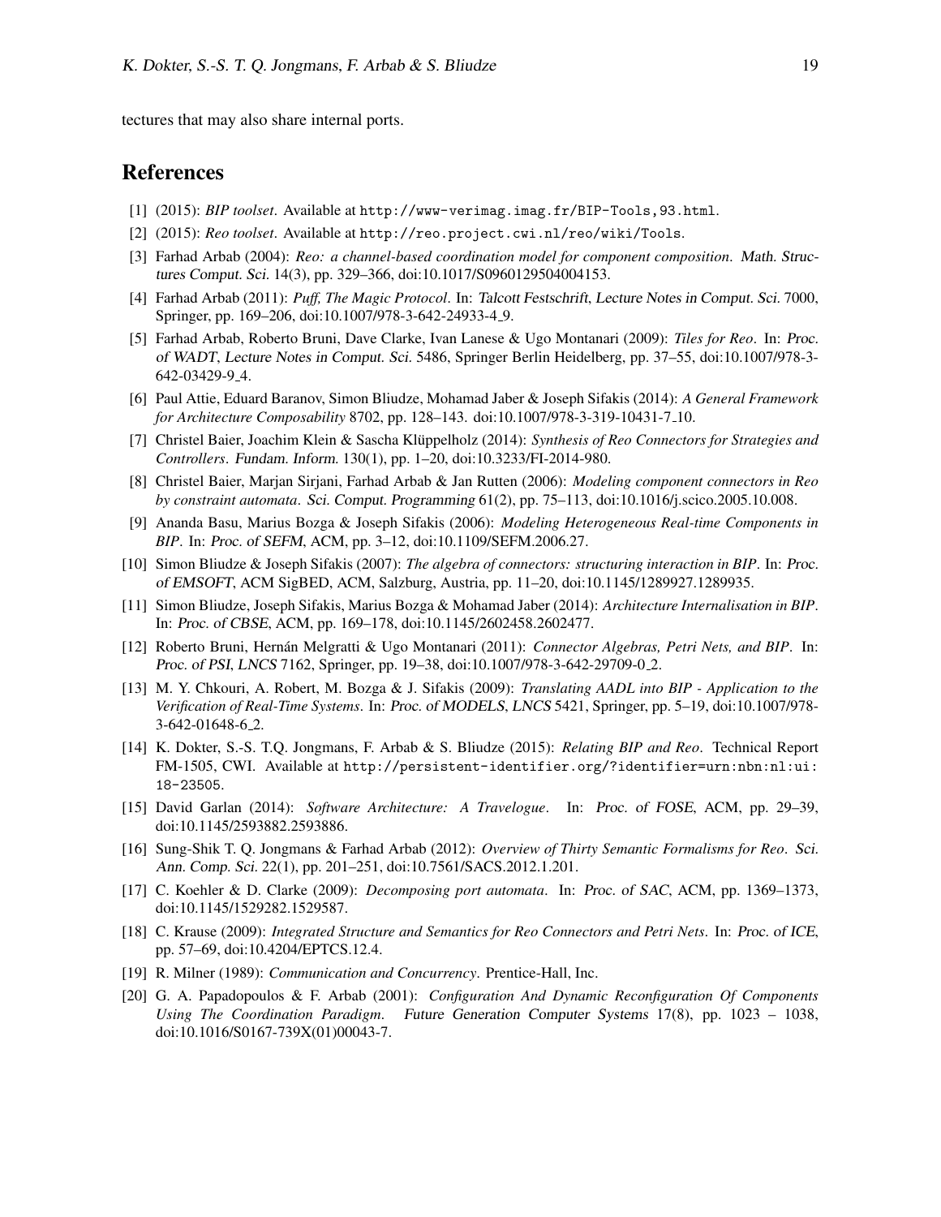tectures that may also share internal ports.

## References

[1] (2015): *BIP toolset*. Available at http://www-verimag.imag.fr/BIP-Tools,93.html.

[2] (2015): *Reo toolset*. Available at http://reo.project.cwi.nl/reo/wiki/Tools.

[3] Farhad Arbab (2004): *Reo: a channel-based coordination model for component composition*. Math. Structures Comput. Sci. 14(3), pp. 329–366, doi:10.1017/S0960129504004153.

[4] Farhad Arbab (2011): *Puff, The Magic Protocol*. In: Talcott Festschrift, Lecture Notes in Comput. Sci. 7000, Springer, pp. 169–206, doi:10.1007/978-3-642-24933-4_9.

[5] Farhad Arbab, Roberto Bruni, Dave Clarke, Ivan Lanese & Ugo Montanari (2009): *Tiles for Reo*. In: Proc. of WADT, Lecture Notes in Comput. Sci. 5486, Springer Berlin Heidelberg, pp. 37–55, doi:10.1007/978-3-642-03429-9_4.

[6] Paul Attie, Eduard Baranov, Simon Bliudze, Mohamad Jaber & Joseph Sifakis (2014): *A General Framework for Architecture Composability* 8702, pp. 128–143. doi:10.1007/978-3-319-10431-7_10.

[7] Christel Baier, Joachim Klein & Sascha Klüppelholz (2014): *Synthesis of Reo Connectors for Strategies and Controllers*. Fundam. Inform. 130(1), pp. 1–20, doi:10.3233/FI-2014-980.

[8] Christel Baier, Marjan Sirjani, Farhad Arbab & Jan Rutten (2006): *Modeling component connectors in Reo by constraint automata*. Sci. Comput. Programming 61(2), pp. 75–113, doi:10.1016/j.scico.2005.10.008.

[9] Ananda Basu, Marius Bozga & Joseph Sifakis (2006): *Modeling Heterogeneous Real-time Components in BIP*. In: Proc. of SEFM, ACM, pp. 3–12, doi:10.1109/SEFM.2006.27.

[10] Simon Bliudze & Joseph Sifakis (2007): *The algebra of connectors: structuring interaction in BIP*. In: Proc. of EMSOFT, ACM SigBED, ACM, Salzburg, Austria, pp. 11–20, doi:10.1145/1289927.1289935.

[11] Simon Bliudze, Joseph Sifakis, Marius Bozga & Mohamad Jaber (2014): *Architecture Internalisation in BIP*. In: Proc. of CBSE, ACM, pp. 169–178, doi:10.1145/2602458.2602477.

[12] Roberto Bruni, Hernán Melgratti & Ugo Montanari (2011): *Connector Algebras, Petri Nets, and BIP*. In: Proc. of PSI, LNCS 7162, Springer, pp. 19–38, doi:10.1007/978-3-642-29709-0_2.

[13] M. Y. Chkouri, A. Robert, M. Bozga & J. Sifakis (2009): *Translating AADL into BIP - Application to the Verification of Real-Time Systems*. In: Proc. of MODELS, LNCS 5421, Springer, pp. 5–19, doi:10.1007/978-3-642-01648-6_2.

[14] K. Dokter, S.-S. T.Q. Jongmans, F. Arbab & S. Bliudze (2015): *Relating BIP and Reo*. Technical Report FM-1505, CWI. Available at http://persistent-identifier.org/?identifier=urn:nbn:nl:ui:18-23505.

[15] David Garlan (2014): *Software Architecture: A Travelogue*. In: Proc. of FOSE, ACM, pp. 29–39, doi:10.1145/2593882.2593886.

[16] Sung-Shik T. Q. Jongmans & Farhad Arbab (2012): *Overview of Thirty Semantic Formalisms for Reo*. Sci. Ann. Comp. Sci. 22(1), pp. 201–251, doi:10.7561/SACS.2012.1.201.

[17] C. Koehler & D. Clarke (2009): *Decomposing port automata*. In: Proc. of SAC, ACM, pp. 1369–1373, doi:10.1145/1529282.1529587.

[18] C. Krause (2009): *Integrated Structure and Semantics for Reo Connectors and Petri Nets*. In: Proc. of ICE, pp. 57–69, doi:10.4204/EPTCS.12.4.

[19] R. Milner (1989): *Communication and Concurrency*. Prentice-Hall, Inc.

[20] G. A. Papadopoulos & F. Arbab (2001): *Configuration And Dynamic Reconfiguration Of Components Using The Coordination Paradigm*. Future Generation Computer Systems 17(8), pp. 1023 – 1038, doi:10.1016/S0167-739X(01)00043-7.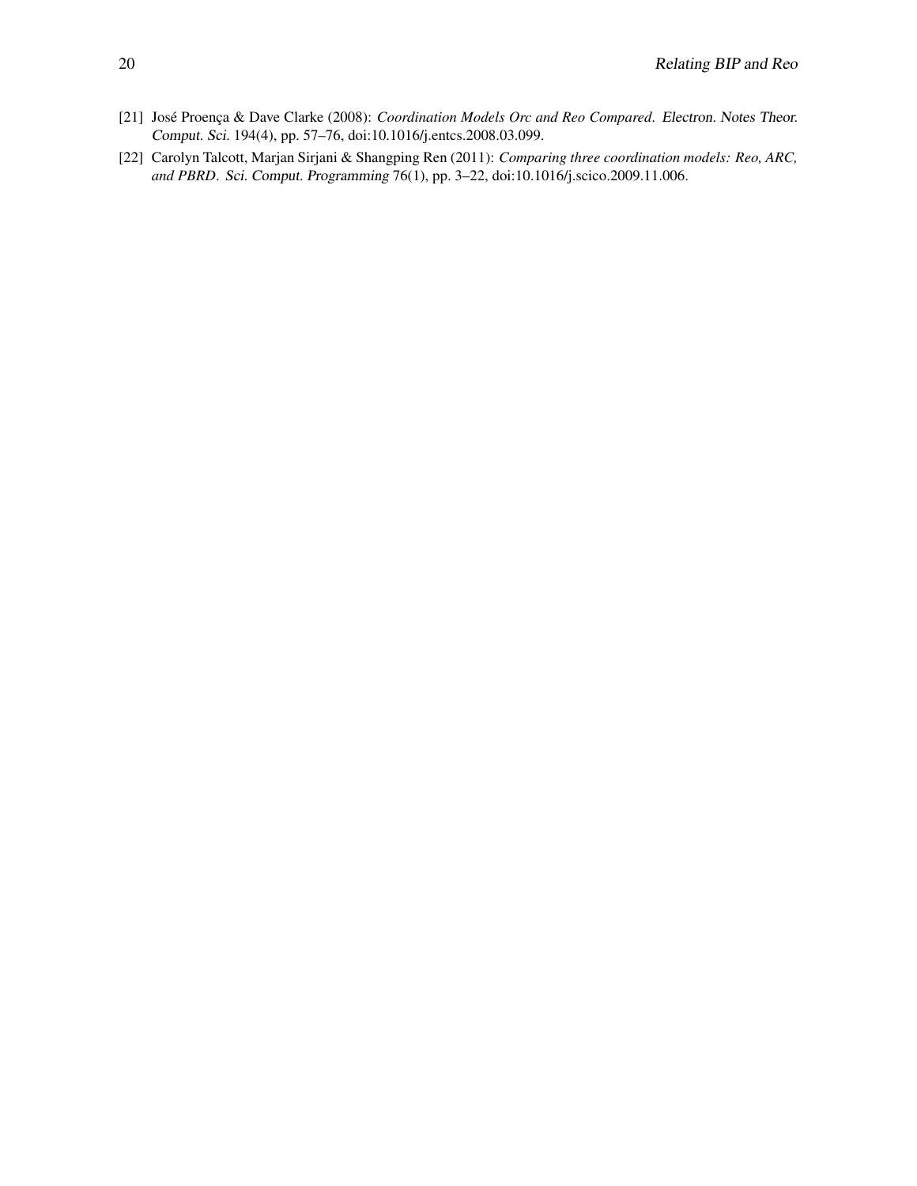[21] José Proença & Dave Clarke (2008): *Coordination Models Orc and Reo Compared*. Electron. Notes Theor. Comput. Sci. 194(4), pp. 57–76, doi:10.1016/j.entcs.2008.03.099.

[22] Carolyn Talcott, Marjan Sirjani & Shangping Ren (2011): *Comparing three coordination models: Reo, ARC, and PBRD*. Sci. Comput. Programming 76(1), pp. 3–22, doi:10.1016/j.scico.2009.11.006.